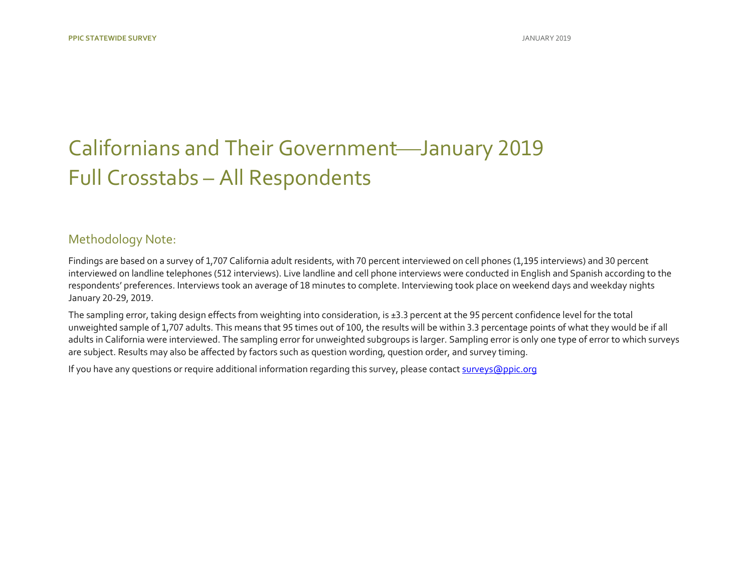# Californians and Their Government—January 2019
# Full Crosstabs – All Respondents

## Methodology Note:

Findings are based on a survey of 1,707 California adult residents, with 70 percent interviewed on cell phones (1,195 interviews) and 30 percent interviewed on landline telephones (512 interviews). Live landline and cell phone interviews were conducted in English and Spanish according to the respondents' preferences. Interviews took an average of 18 minutes to complete. Interviewing took place on weekend days and weekday nights January 20-29, 2019.

The sampling error, taking design effects from weighting into consideration, is ±3.3 percent at the 95 percent confidence level for the total unweighted sample of 1,707 adults. This means that 95 times out of 100, the results will be within 3.3 percentage points of what they would be if all adults in California were interviewed. The sampling error for unweighted subgroups is larger. Sampling error is only one type of error to which surveys are subject. Results may also be affected by factors such as question wording, question order, and survey timing.

If you have any questions or require additional information regarding this survey, please contact surveys@ppic.org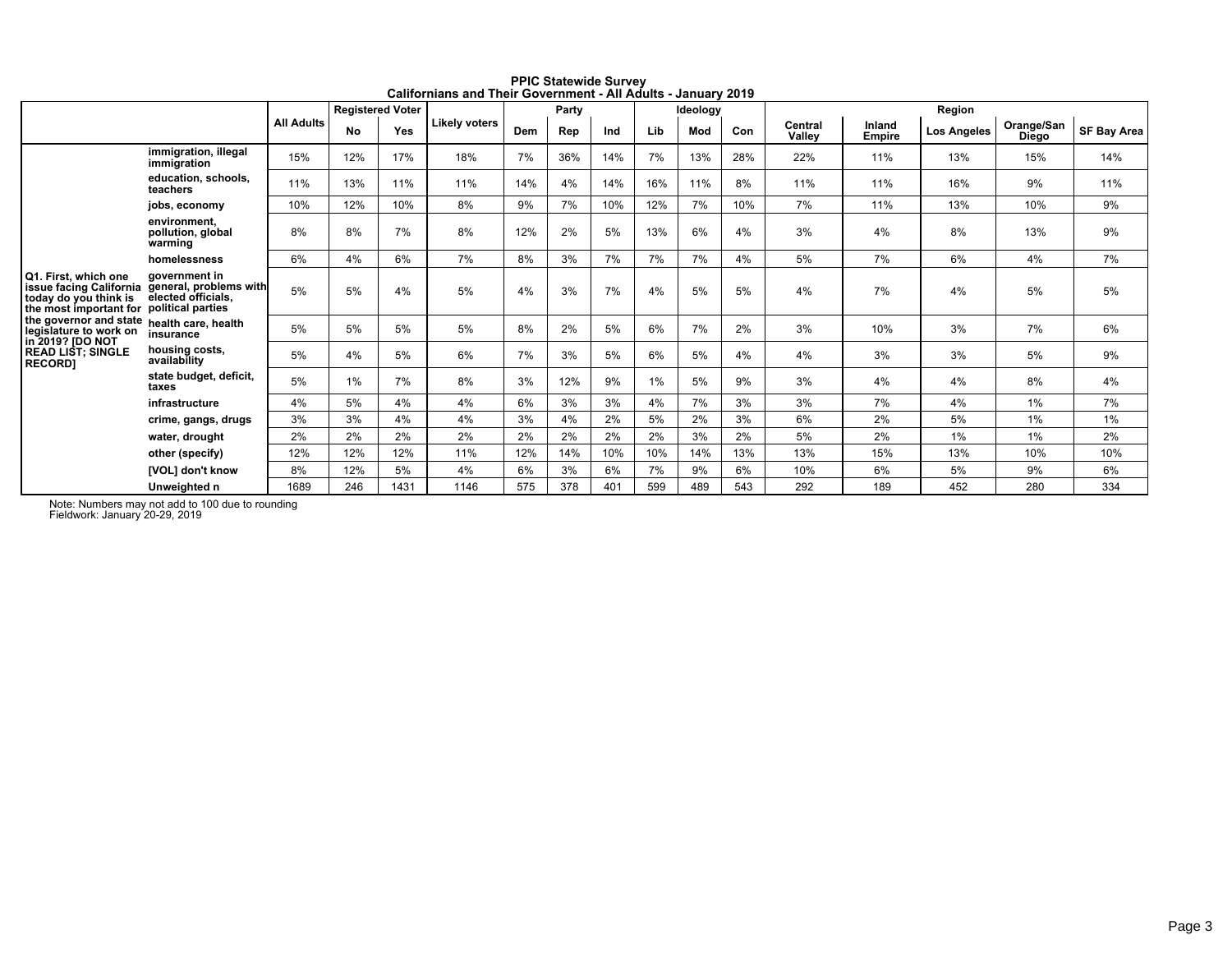**PPIC Statewide Survey**
**Californians and Their Government - All Adults - January 2019**

| | | All Adults | Registered Voter | | Likely voters | Party | | | Ideology | | | Region | | | | |
|---|---|---|---|---|---|---|---|---|---|---|---|---|---|---|---|---|
| | | | No | Yes | | Dem | Rep | Ind | Lib | Mod | Con | Central Valley | Inland Empire | Los Angeles | Orange/San Diego | SF Bay Area |
| Q1. First, which one issue facing California today do you think is the most important for the governor and state legislature to work on in 2019? [DO NOT READ LIST; SINGLE RECORD] | immigration, illegal immigration | 15% | 12% | 17% | 18% | 7% | 36% | 14% | 7% | 13% | 28% | 22% | 11% | 13% | 15% | 14% |
| | education, schools, teachers | 11% | 13% | 11% | 11% | 14% | 4% | 14% | 16% | 11% | 8% | 11% | 11% | 16% | 9% | 11% |
| | jobs, economy | 10% | 12% | 10% | 8% | 9% | 7% | 10% | 12% | 7% | 10% | 7% | 11% | 13% | 10% | 9% |
| | environment, pollution, global warming | 8% | 8% | 7% | 8% | 12% | 2% | 5% | 13% | 6% | 4% | 3% | 4% | 8% | 13% | 9% |
| | homelessness | 6% | 4% | 6% | 7% | 8% | 3% | 7% | 7% | 7% | 4% | 5% | 7% | 6% | 4% | 7% |
| | government in general, problems with elected officials, political parties | 5% | 5% | 4% | 5% | 4% | 3% | 7% | 4% | 5% | 5% | 4% | 7% | 4% | 5% | 5% |
| | health care, health insurance | 5% | 5% | 5% | 5% | 8% | 2% | 5% | 6% | 7% | 2% | 3% | 10% | 3% | 7% | 6% |
| | housing costs, availability | 5% | 4% | 5% | 6% | 7% | 3% | 5% | 6% | 5% | 4% | 4% | 3% | 3% | 5% | 9% |
| | state budget, deficit, taxes | 5% | 1% | 7% | 8% | 3% | 12% | 9% | 1% | 5% | 9% | 3% | 4% | 4% | 8% | 4% |
| | infrastructure | 4% | 5% | 4% | 4% | 6% | 3% | 3% | 4% | 7% | 3% | 3% | 7% | 4% | 1% | 7% |
| | crime, gangs, drugs | 3% | 3% | 4% | 4% | 3% | 4% | 2% | 5% | 2% | 3% | 6% | 2% | 5% | 1% | 1% |
| | water, drought | 2% | 2% | 2% | 2% | 2% | 2% | 2% | 2% | 3% | 2% | 5% | 2% | 1% | 1% | 2% |
| | other (specify) | 12% | 12% | 12% | 11% | 12% | 14% | 10% | 10% | 14% | 13% | 13% | 15% | 13% | 10% | 10% |
| | [VOL] don't know | 8% | 12% | 5% | 4% | 6% | 3% | 6% | 7% | 9% | 6% | 10% | 6% | 5% | 9% | 6% |
| | Unweighted n | 1689 | 246 | 1431 | 1146 | 575 | 378 | 401 | 599 | 489 | 543 | 292 | 189 | 452 | 280 | 334 |

Note: Numbers may not add to 100 due to rounding
Fieldwork: January 20-29, 2019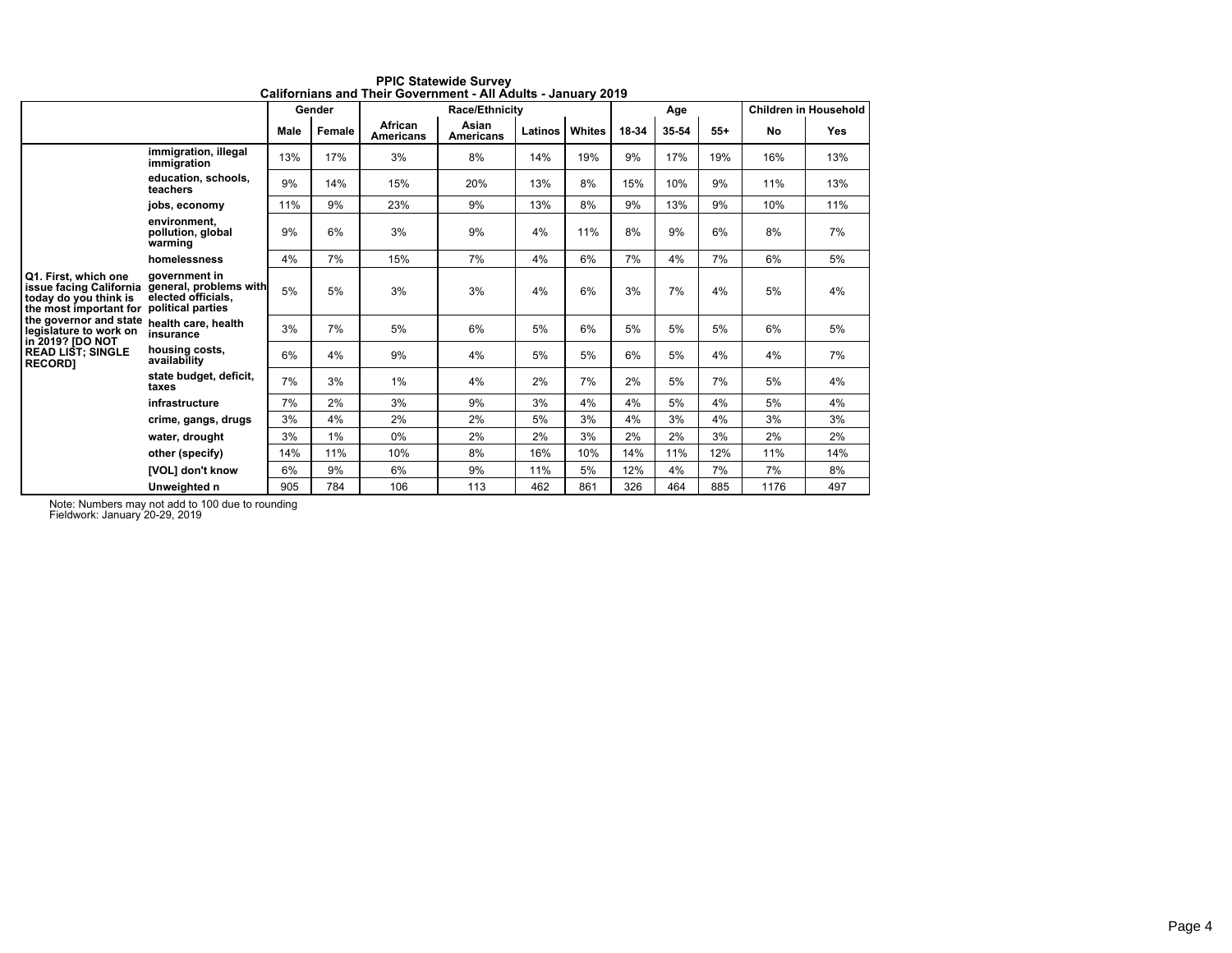**PPIC Statewide Survey**
**Californians and Their Government - All Adults - January 2019**

| | | Gender | | Race/Ethnicity | | | | Age | | | Children in Household | |
|---|---|---|---|---|---|---|---|---|---|---|---|---|
| | | Male | Female | African Americans | Asian Americans | Latinos | Whites | 18-34 | 35-54 | 55+ | No | Yes |
| Q1. First, which one issue facing California today do you think is the most important for the governor and state legislature to work on in 2019? [DO NOT READ LIST; SINGLE RECORD] | immigration, illegal immigration | 13% | 17% | 3% | 8% | 14% | 19% | 9% | 17% | 19% | 16% | 13% |
| | education, schools, teachers | 9% | 14% | 15% | 20% | 13% | 8% | 15% | 10% | 9% | 11% | 13% |
| | jobs, economy | 11% | 9% | 23% | 9% | 13% | 8% | 9% | 13% | 9% | 10% | 11% |
| | environment, pollution, global warming | 9% | 6% | 3% | 9% | 4% | 11% | 8% | 9% | 6% | 8% | 7% |
| | homelessness | 4% | 7% | 15% | 7% | 4% | 6% | 7% | 4% | 7% | 6% | 5% |
| | government in general, problems with elected officials, political parties | 5% | 5% | 3% | 3% | 4% | 6% | 3% | 7% | 4% | 5% | 4% |
| | health care, health insurance | 3% | 7% | 5% | 6% | 5% | 6% | 5% | 5% | 5% | 6% | 5% |
| | housing costs, availability | 6% | 4% | 9% | 4% | 5% | 5% | 6% | 5% | 4% | 4% | 7% |
| | state budget, deficit, taxes | 7% | 3% | 1% | 4% | 2% | 7% | 2% | 5% | 7% | 5% | 4% |
| | infrastructure | 7% | 2% | 3% | 9% | 3% | 4% | 4% | 5% | 4% | 5% | 4% |
| | crime, gangs, drugs | 3% | 4% | 2% | 2% | 5% | 3% | 4% | 3% | 4% | 3% | 3% |
| | water, drought | 3% | 1% | 0% | 2% | 2% | 3% | 2% | 2% | 3% | 2% | 2% |
| | other (specify) | 14% | 11% | 10% | 8% | 16% | 10% | 14% | 11% | 12% | 11% | 14% |
| | [VOL] don't know | 6% | 9% | 6% | 9% | 11% | 5% | 12% | 4% | 7% | 7% | 8% |
| | Unweighted n | 905 | 784 | 106 | 113 | 462 | 861 | 326 | 464 | 885 | 1176 | 497 |

Note: Numbers may not add to 100 due to rounding
Fieldwork: January 20-29, 2019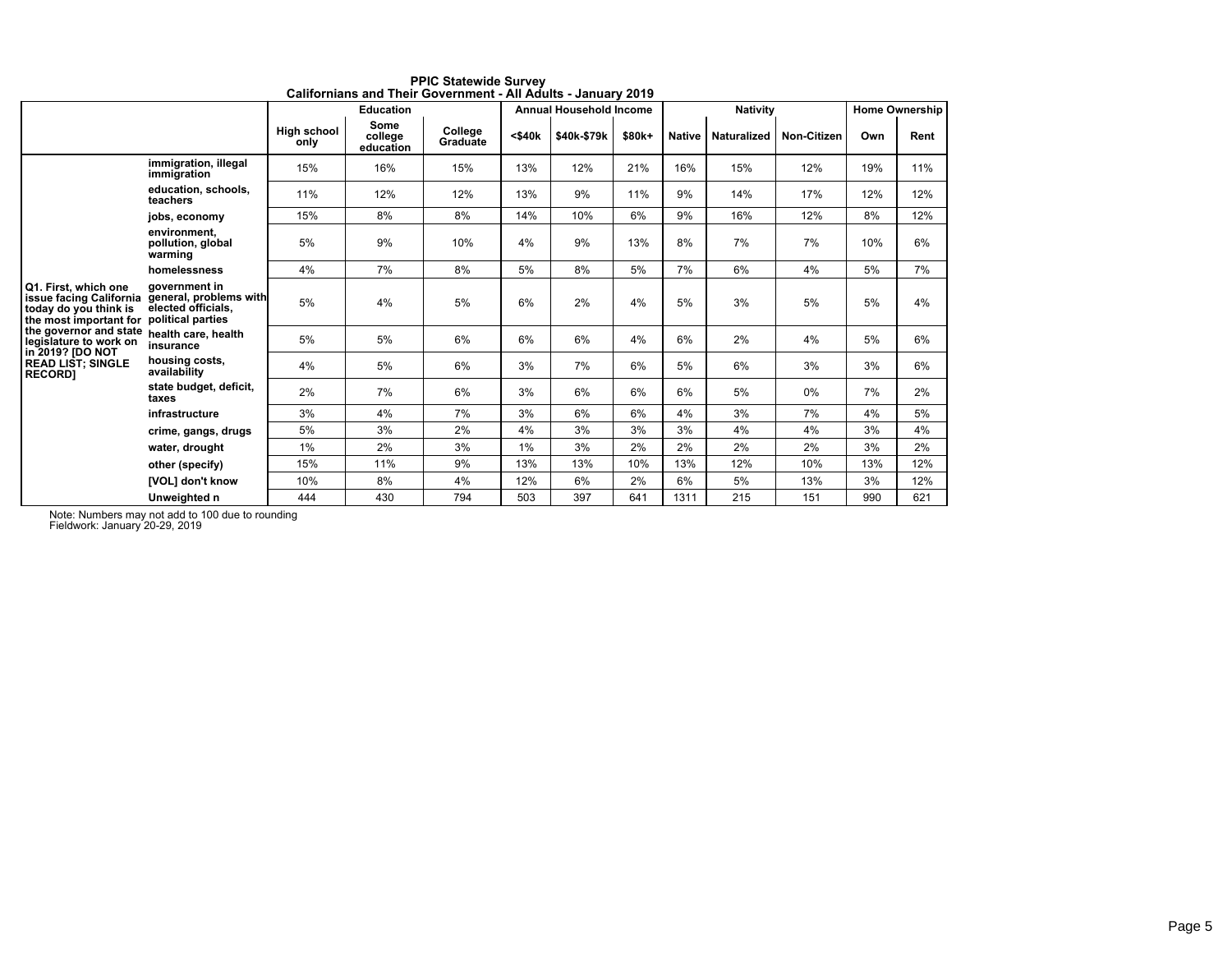**PPIC Statewide Survey**
**Californians and Their Government - All Adults - January 2019**

| | | Education | | | Annual Household Income | | | Nativity | | | Home Ownership | |
|---|---|---|---|---|---|---|---|---|---|---|---|---|
| | | High school only | Some college education | College Graduate | <$40k | $40k-$79k | $80k+ | Native | Naturalized | Non-Citizen | Own | Rent |
| Q1. First, which one issue facing California today do you think is the most important for the governor and state legislature to work on in 2019? [DO NOT READ LIST; SINGLE RECORD] | immigration, illegal immigration | 15% | 16% | 15% | 13% | 12% | 21% | 16% | 15% | 12% | 19% | 11% |
| | education, schools, teachers | 11% | 12% | 12% | 13% | 9% | 11% | 9% | 14% | 17% | 12% | 12% |
| | jobs, economy | 15% | 8% | 8% | 14% | 10% | 6% | 9% | 16% | 12% | 8% | 12% |
| | environment, pollution, global warming | 5% | 9% | 10% | 4% | 9% | 13% | 8% | 7% | 7% | 10% | 6% |
| | homelessness | 4% | 7% | 8% | 5% | 8% | 5% | 7% | 6% | 4% | 5% | 7% |
| | government in general, problems with elected officials, political parties | 5% | 4% | 5% | 6% | 2% | 4% | 5% | 3% | 5% | 5% | 4% |
| | health care, health insurance | 5% | 5% | 6% | 6% | 6% | 4% | 6% | 2% | 4% | 5% | 6% |
| | housing costs, availability | 4% | 5% | 6% | 3% | 7% | 6% | 5% | 6% | 3% | 3% | 6% |
| | state budget, deficit, taxes | 2% | 7% | 6% | 3% | 6% | 6% | 6% | 5% | 0% | 7% | 2% |
| | infrastructure | 3% | 4% | 7% | 3% | 6% | 6% | 4% | 3% | 7% | 4% | 5% |
| | crime, gangs, drugs | 5% | 3% | 2% | 4% | 3% | 3% | 3% | 4% | 4% | 3% | 4% |
| | water, drought | 1% | 2% | 3% | 1% | 3% | 2% | 2% | 2% | 2% | 3% | 2% |
| | other (specify) | 15% | 11% | 9% | 13% | 13% | 10% | 13% | 12% | 10% | 13% | 12% |
| | [VOL] don't know | 10% | 8% | 4% | 12% | 6% | 2% | 6% | 5% | 13% | 3% | 12% |
| | Unweighted n | 444 | 430 | 794 | 503 | 397 | 641 | 1311 | 215 | 151 | 990 | 621 |

Note: Numbers may not add to 100 due to rounding
Fieldwork: January 20-29, 2019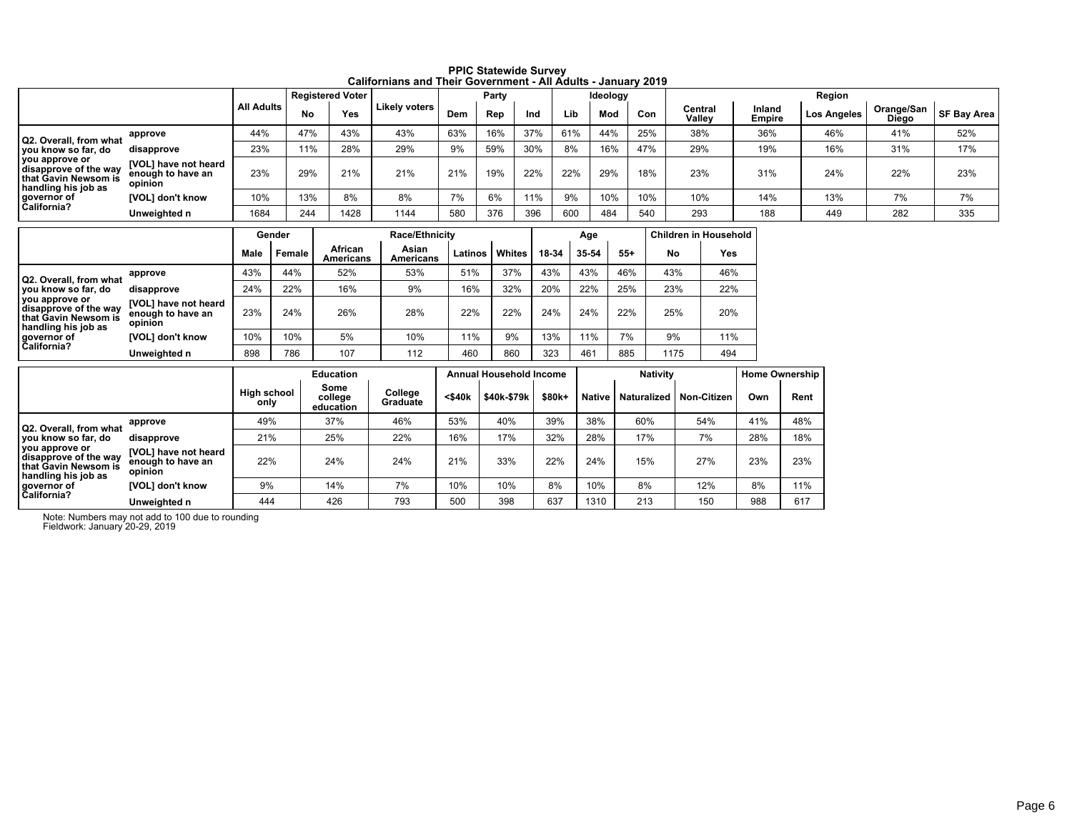**PPIC Statewide Survey**
**Californians and Their Government - All Adults - January 2019**

| | | All Adults | Registered Voter | | Likely voters | Party | | | Ideology | | | Region | | | | |
|---|---|---|---|---|---|---|---|---|---|---|---|---|---|---|---|---|
| | | | No | Yes | | Dem | Rep | Ind | Lib | Mod | Con | Central Valley | Inland Empire | Los Angeles | Orange/San Diego | SF Bay Area |
| Q2. Overall, from what you know so far, do you approve or disapprove of the way that Gavin Newsom is handling his job as governor of California? | approve | 44% | 47% | 43% | 43% | 63% | 16% | 37% | 61% | 44% | 25% | 38% | 36% | 46% | 41% | 52% |
| | disapprove | 23% | 11% | 28% | 29% | 9% | 59% | 30% | 8% | 16% | 47% | 29% | 19% | 16% | 31% | 17% |
| | [VOL] have not heard enough to have an opinion | 23% | 29% | 21% | 21% | 21% | 19% | 22% | 22% | 29% | 18% | 23% | 31% | 24% | 22% | 23% |
| | [VOL] don't know | 10% | 13% | 8% | 8% | 7% | 6% | 11% | 9% | 10% | 10% | 10% | 14% | 13% | 7% | 7% |
| | Unweighted n | 1684 | 244 | 1428 | 1144 | 580 | 376 | 396 | 600 | 484 | 540 | 293 | 188 | 449 | 282 | 335 |

| | | Gender | | Race/Ethnicity | | | | Age | | | Children in Household | |
|---|---|---|---|---|---|---|---|---|---|---|---|---|
| | | Male | Female | African Americans | Asian Americans | Latinos | Whites | 18-34 | 35-54 | 55+ | No | Yes |
| Q2. Overall, from what you know so far, do you approve or disapprove of the way that Gavin Newsom is handling his job as governor of California? | approve | 43% | 44% | 52% | 53% | 51% | 37% | 43% | 43% | 46% | 43% | 46% |
| | disapprove | 24% | 22% | 16% | 9% | 16% | 32% | 20% | 22% | 25% | 23% | 22% |
| | [VOL] have not heard enough to have an opinion | 23% | 24% | 26% | 28% | 22% | 22% | 24% | 24% | 22% | 25% | 20% |
| | [VOL] don't know | 10% | 10% | 5% | 10% | 11% | 9% | 13% | 11% | 7% | 9% | 11% |
| | Unweighted n | 898 | 786 | 107 | 112 | 460 | 860 | 323 | 461 | 885 | 1175 | 494 |

| | | Education | | | Annual Household Income | | | Nativity | | | Home Ownership | |
|---|---|---|---|---|---|---|---|---|---|---|---|---|
| | | High school only | Some college education | College Graduate | <$40k | $40k-$79k | $80k+ | Native | Naturalized | Non-Citizen | Own | Rent |
| Q2. Overall, from what you know so far, do you approve or disapprove of the way that Gavin Newsom is handling his job as governor of California? | approve | 49% | 37% | 46% | 53% | 40% | 39% | 38% | 60% | 54% | 41% | 48% |
| | disapprove | 21% | 25% | 22% | 16% | 17% | 32% | 28% | 17% | 7% | 28% | 18% |
| | [VOL] have not heard enough to have an opinion | 22% | 24% | 24% | 21% | 33% | 22% | 24% | 15% | 27% | 23% | 23% |
| | [VOL] don't know | 9% | 14% | 7% | 10% | 10% | 8% | 10% | 8% | 12% | 8% | 11% |
| | Unweighted n | 444 | 426 | 793 | 500 | 398 | 637 | 1310 | 213 | 150 | 988 | 617 |

Note: Numbers may not add to 100 due to rounding
Fieldwork: January 20-29, 2019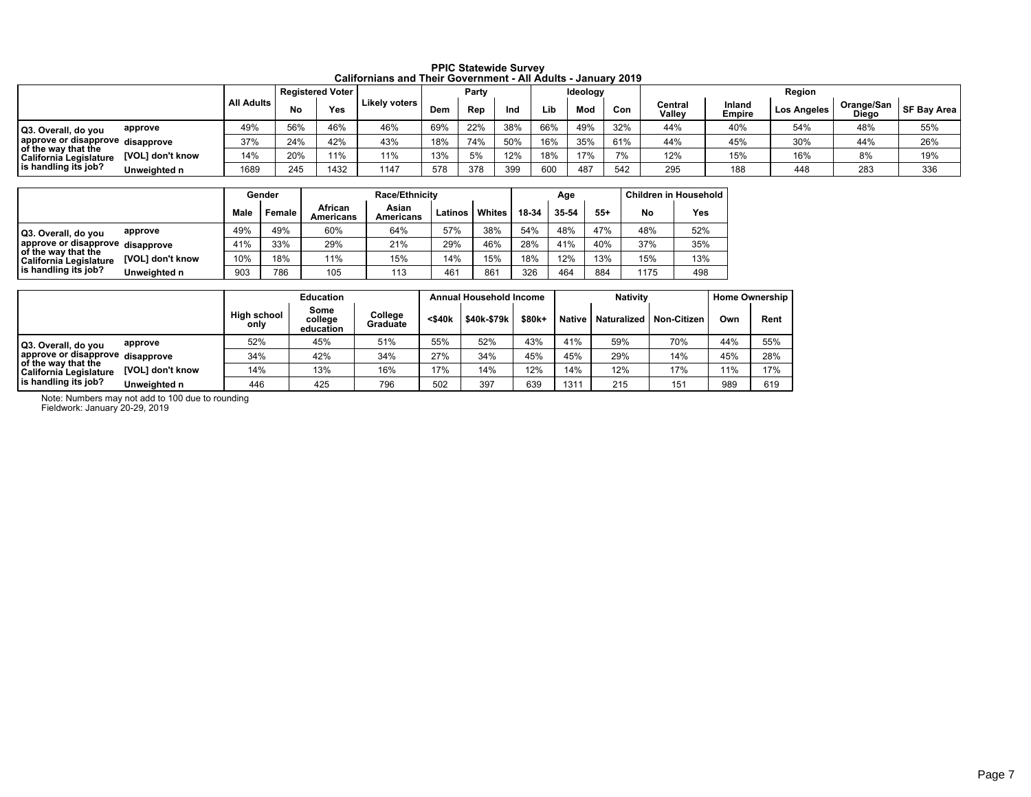# PPIC Statewide Survey
## Californians and Their Government - All Adults - January 2019

| | | All Adults | Registered Voter | | Likely voters | Party | | | Ideology | | | Region | | | | |
|---|---|---|---|---|---|---|---|---|---|---|---|---|---|---|---|---|
| | | | No | Yes | | Dem | Rep | Ind | Lib | Mod | Con | Central Valley | Inland Empire | Los Angeles | Orange/San Diego | SF Bay Area |
| Q3. Overall, do you approve or disapprove of the way that the California Legislature is handling its job? | approve | 49% | 56% | 46% | 46% | 69% | 22% | 38% | 66% | 49% | 32% | 44% | 40% | 54% | 48% | 55% |
| | disapprove | 37% | 24% | 42% | 43% | 18% | 74% | 50% | 16% | 35% | 61% | 44% | 45% | 30% | 44% | 26% |
| | [VOL] don't know | 14% | 20% | 11% | 11% | 13% | 5% | 12% | 18% | 17% | 7% | 12% | 15% | 16% | 8% | 19% |
| | Unweighted n | 1689 | 245 | 1432 | 1147 | 578 | 378 | 399 | 600 | 487 | 542 | 295 | 188 | 448 | 283 | 336 |

| | | Gender | | Race/Ethnicity | | | | Age | | | Children in Household | |
|---|---|---|---|---|---|---|---|---|---|---|---|---|
| | | Male | Female | African Americans | Asian Americans | Latinos | Whites | 18-34 | 35-54 | 55+ | No | Yes |
| Q3. Overall, do you approve or disapprove of the way that the California Legislature is handling its job? | approve | 49% | 49% | 60% | 64% | 57% | 38% | 54% | 48% | 47% | 48% | 52% |
| | disapprove | 41% | 33% | 29% | 21% | 29% | 46% | 28% | 41% | 40% | 37% | 35% |
| | [VOL] don't know | 10% | 18% | 11% | 15% | 14% | 15% | 18% | 12% | 13% | 15% | 13% |
| | Unweighted n | 903 | 786 | 105 | 113 | 461 | 861 | 326 | 464 | 884 | 1175 | 498 |

| | | Education | | | Annual Household Income | | | Nativity | | | Home Ownership | |
|---|---|---|---|---|---|---|---|---|---|---|---|---|
| | | High school only | Some college education | College Graduate | <$40k | $40k-$79k | $80k+ | Native | Naturalized | Non-Citizen | Own | Rent |
| Q3. Overall, do you approve or disapprove of the way that the California Legislature is handling its job? | approve | 52% | 45% | 51% | 55% | 52% | 43% | 41% | 59% | 70% | 44% | 55% |
| | disapprove | 34% | 42% | 34% | 27% | 34% | 45% | 45% | 29% | 14% | 45% | 28% |
| | [VOL] don't know | 14% | 13% | 16% | 17% | 14% | 12% | 14% | 12% | 17% | 11% | 17% |
| | Unweighted n | 446 | 425 | 796 | 502 | 397 | 639 | 1311 | 215 | 151 | 989 | 619 |

Note: Numbers may not add to 100 due to rounding
Fieldwork: January 20-29, 2019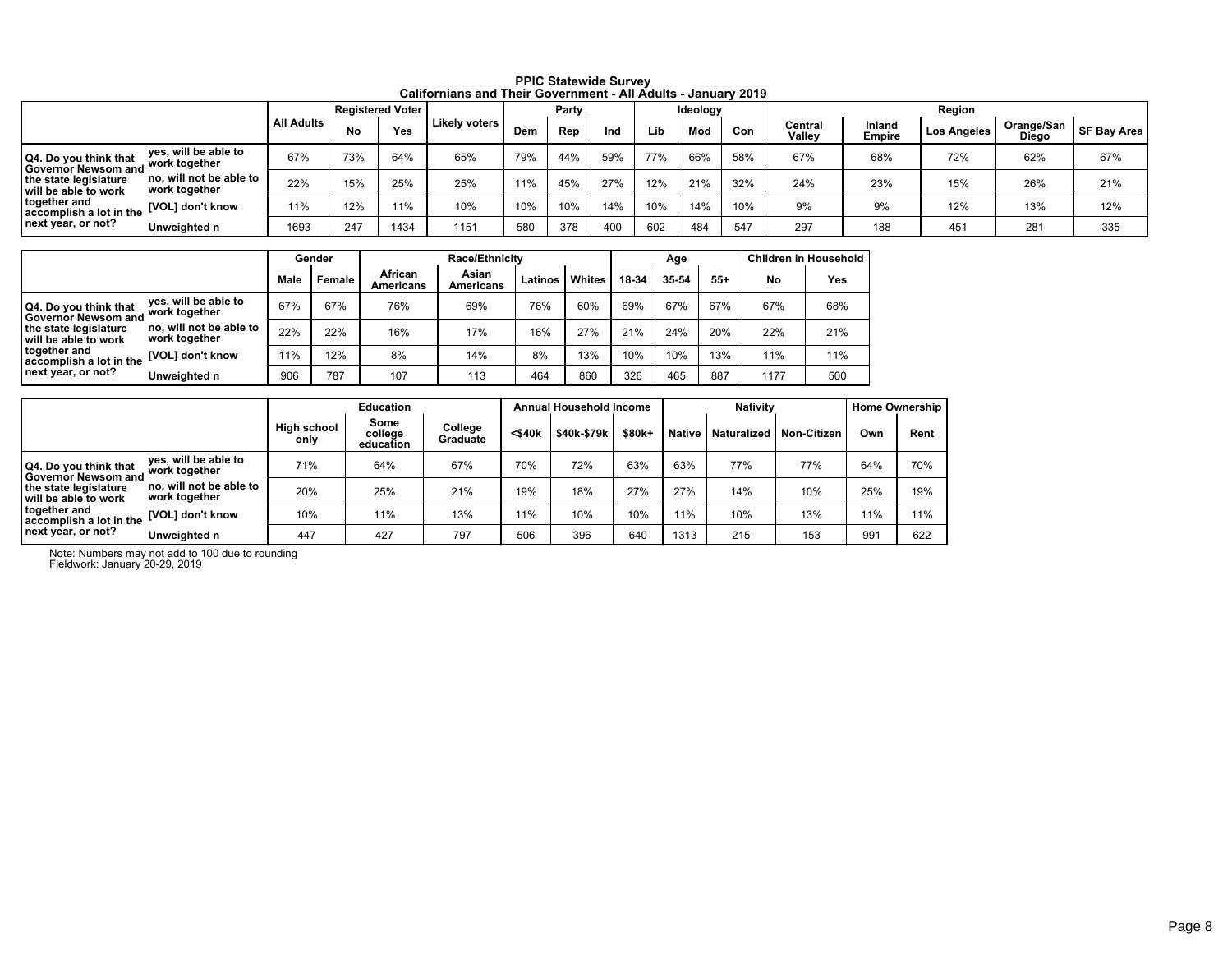**PPIC Statewide Survey**
**Californians and Their Government - All Adults - January 2019**

| | | All Adults | Registered Voter | | Likely voters | Party | | | Ideology | | | Region | | | | |
|---|---|---|---|---|---|---|---|---|---|---|---|---|---|---|---|---|
| | | | No | Yes | | Dem | Rep | Ind | Lib | Mod | Con | Central Valley | Inland Empire | Los Angeles | Orange/San Diego | SF Bay Area |
| Q4. Do you think that Governor Newsom and the state legislature will be able to work together and accomplish a lot in the next year, or not? | yes, will be able to work together | 67% | 73% | 64% | 65% | 79% | 44% | 59% | 77% | 66% | 58% | 67% | 68% | 72% | 62% | 67% |
| | no, will not be able to work together | 22% | 15% | 25% | 25% | 11% | 45% | 27% | 12% | 21% | 32% | 24% | 23% | 15% | 26% | 21% |
| | [VOL] don't know | 11% | 12% | 11% | 10% | 10% | 10% | 14% | 10% | 14% | 10% | 9% | 9% | 12% | 13% | 12% |
| | Unweighted n | 1693 | 247 | 1434 | 1151 | 580 | 378 | 400 | 602 | 484 | 547 | 297 | 188 | 451 | 281 | 335 |

| | | Gender | | Race/Ethnicity | | | | Age | | | Children in Household | |
|---|---|---|---|---|---|---|---|---|---|---|---|---|
| | | Male | Female | African Americans | Asian Americans | Latinos | Whites | 18-34 | 35-54 | 55+ | No | Yes |
| Q4. Do you think that Governor Newsom and the state legislature will be able to work together and accomplish a lot in the next year, or not? | yes, will be able to work together | 67% | 67% | 76% | 69% | 76% | 60% | 69% | 67% | 67% | 67% | 68% |
| | no, will not be able to work together | 22% | 22% | 16% | 17% | 16% | 27% | 21% | 24% | 20% | 22% | 21% |
| | [VOL] don't know | 11% | 12% | 8% | 14% | 8% | 13% | 10% | 10% | 13% | 11% | 11% |
| | Unweighted n | 906 | 787 | 107 | 113 | 464 | 860 | 326 | 465 | 887 | 1177 | 500 |

| | | Education | | | Annual Household Income | | | Nativity | | | Home Ownership | |
|---|---|---|---|---|---|---|---|---|---|---|---|---|
| | | High school only | Some college education | College Graduate | <$40k | $40k-$79k | $80k+ | Native | Naturalized | Non-Citizen | Own | Rent |
| Q4. Do you think that Governor Newsom and the state legislature will be able to work together and accomplish a lot in the next year, or not? | yes, will be able to work together | 71% | 64% | 67% | 70% | 72% | 63% | 63% | 77% | 77% | 64% | 70% |
| | no, will not be able to work together | 20% | 25% | 21% | 19% | 18% | 27% | 27% | 14% | 10% | 25% | 19% |
| | [VOL] don't know | 10% | 11% | 13% | 11% | 10% | 10% | 11% | 10% | 13% | 11% | 11% |
| | Unweighted n | 447 | 427 | 797 | 506 | 396 | 640 | 1313 | 215 | 153 | 991 | 622 |

Note: Numbers may not add to 100 due to rounding
Fieldwork: January 20-29, 2019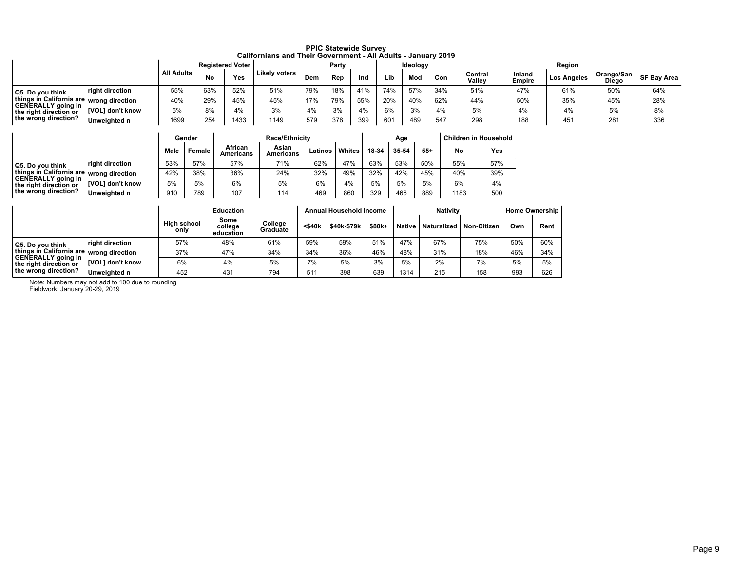# PPIC Statewide Survey
## Californians and Their Government - All Adults - January 2019

| | | All Adults | Registered Voter | | Likely voters | Party | | | Ideology | | | Region | | | | |
|---|---|---|---|---|---|---|---|---|---|---|---|---|---|---|---|---|
| | | | No | Yes | | Dem | Rep | Ind | Lib | Mod | Con | Central Valley | Inland Empire | Los Angeles | Orange/San Diego | SF Bay Area |
| Q5. Do you think things in California are GENERALLY going in the right direction or the wrong direction? | right direction | 55% | 63% | 52% | 51% | 79% | 18% | 41% | 74% | 57% | 34% | 51% | 47% | 61% | 50% | 64% |
| | wrong direction | 40% | 29% | 45% | 45% | 17% | 79% | 55% | 20% | 40% | 62% | 44% | 50% | 35% | 45% | 28% |
| | [VOL] don't know | 5% | 8% | 4% | 3% | 4% | 3% | 4% | 6% | 3% | 4% | 5% | 4% | 4% | 5% | 8% |
| | Unweighted n | 1699 | 254 | 1433 | 1149 | 579 | 378 | 399 | 601 | 489 | 547 | 298 | 188 | 451 | 281 | 336 |

| | | Gender | | Race/Ethnicity | | | | Age | | | Children in Household | |
|---|---|---|---|---|---|---|---|---|---|---|---|---|
| | | Male | Female | African Americans | Asian Americans | Latinos | Whites | 18-34 | 35-54 | 55+ | No | Yes |
| Q5. Do you think things in California are GENERALLY going in the right direction or the wrong direction? | right direction | 53% | 57% | 57% | 71% | 62% | 47% | 63% | 53% | 50% | 55% | 57% |
| | wrong direction | 42% | 38% | 36% | 24% | 32% | 49% | 32% | 42% | 45% | 40% | 39% |
| | [VOL] don't know | 5% | 5% | 6% | 5% | 6% | 4% | 5% | 5% | 5% | 6% | 4% |
| | Unweighted n | 910 | 789 | 107 | 114 | 469 | 860 | 329 | 466 | 889 | 1183 | 500 |

| | | Education | | | Annual Household Income | | | Nativity | | | Home Ownership | |
|---|---|---|---|---|---|---|---|---|---|---|---|---|
| | | High school only | Some college education | College Graduate | <$40k | $40k-$79k | $80k+ | Native | Naturalized | Non-Citizen | Own | Rent |
| Q5. Do you think things in California are GENERALLY going in the right direction or the wrong direction? | right direction | 57% | 48% | 61% | 59% | 59% | 51% | 47% | 67% | 75% | 50% | 60% |
| | wrong direction | 37% | 47% | 34% | 34% | 36% | 46% | 48% | 31% | 18% | 46% | 34% |
| | [VOL] don't know | 6% | 4% | 5% | 7% | 5% | 3% | 5% | 2% | 7% | 5% | 5% |
| | Unweighted n | 452 | 431 | 794 | 511 | 398 | 639 | 1314 | 215 | 158 | 993 | 626 |

Note: Numbers may not add to 100 due to rounding
Fieldwork: January 20-29, 2019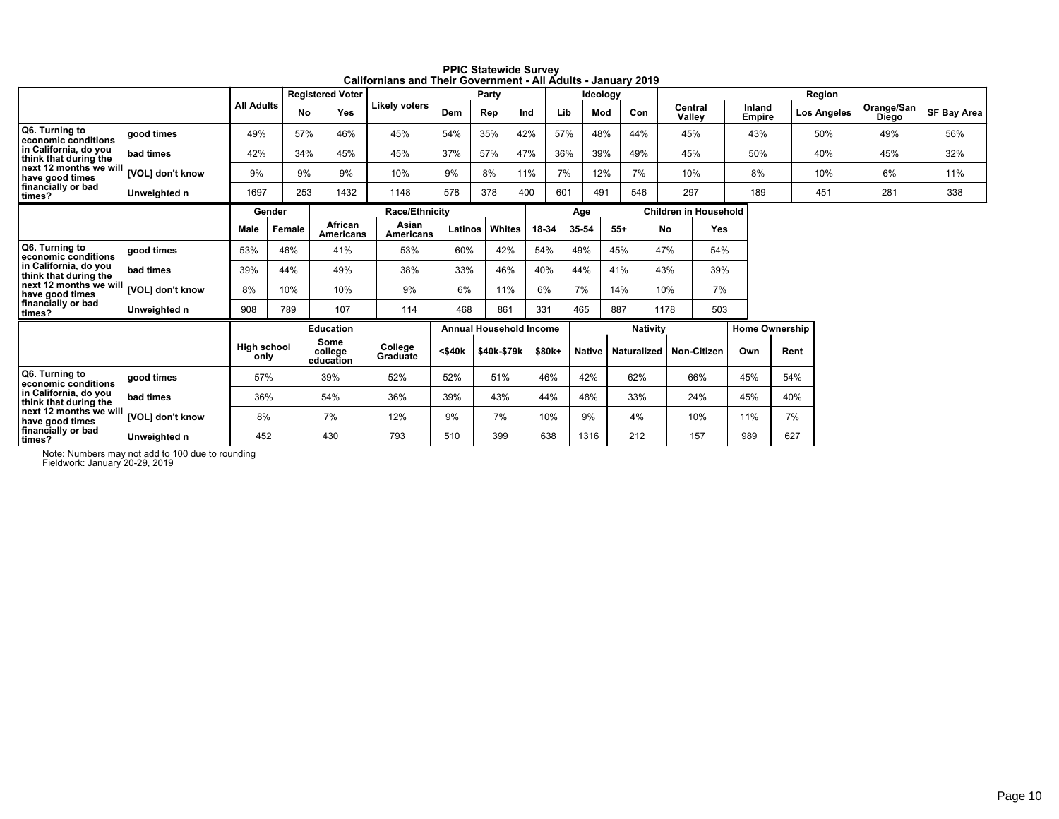**PPIC Statewide Survey**
**Californians and Their Government - All Adults - January 2019**

| | | All Adults | Registered Voter | | Likely voters | Party | | | Ideology | | | Region | | | | |
|---|---|---|---|---|---|---|---|---|---|---|---|---|---|---|---|---|
| | | | No | Yes | | Dem | Rep | Ind | Lib | Mod | Con | Central Valley | Inland Empire | Los Angeles | Orange/San Diego | SF Bay Area |
| Q6. Turning to economic conditions in California, do you think that during the next 12 months we will have good times financially or bad times? | good times | 49% | 57% | 46% | 45% | 54% | 35% | 42% | 57% | 48% | 44% | 45% | 43% | 50% | 49% | 56% |
| | bad times | 42% | 34% | 45% | 45% | 37% | 57% | 47% | 36% | 39% | 49% | 45% | 50% | 40% | 45% | 32% |
| | [VOL] don't know | 9% | 9% | 9% | 10% | 9% | 8% | 11% | 7% | 12% | 7% | 10% | 8% | 10% | 6% | 11% |
| | Unweighted n | 1697 | 253 | 1432 | 1148 | 578 | 378 | 400 | 601 | 491 | 546 | 297 | 189 | 451 | 281 | 338 |

| | | Gender | | Race/Ethnicity | | | | Age | | | Children in Household | |
|---|---|---|---|---|---|---|---|---|---|---|---|---|
| | | Male | Female | African Americans | Asian Americans | Latinos | Whites | 18-34 | 35-54 | 55+ | No | Yes |
| Q6. Turning to economic conditions in California, do you think that during the next 12 months we will have good times financially or bad times? | good times | 53% | 46% | 41% | 53% | 60% | 42% | 54% | 49% | 45% | 47% | 54% |
| | bad times | 39% | 44% | 49% | 38% | 33% | 46% | 40% | 44% | 41% | 43% | 39% |
| | [VOL] don't know | 8% | 10% | 10% | 9% | 6% | 11% | 6% | 7% | 14% | 10% | 7% |
| | Unweighted n | 908 | 789 | 107 | 114 | 468 | 861 | 331 | 465 | 887 | 1178 | 503 |

| | | Education | | | Annual Household Income | | | Nativity | | | Home Ownership | |
|---|---|---|---|---|---|---|---|---|---|---|---|---|
| | | High school only | Some college education | College Graduate | <$40k | $40k-$79k | $80k+ | Native | Naturalized | Non-Citizen | Own | Rent |
| Q6. Turning to economic conditions in California, do you think that during the next 12 months we will have good times financially or bad times? | good times | 57% | 39% | 52% | 52% | 51% | 46% | 42% | 62% | 66% | 45% | 54% |
| | bad times | 36% | 54% | 36% | 39% | 43% | 44% | 48% | 33% | 24% | 45% | 40% |
| | [VOL] don't know | 8% | 7% | 12% | 9% | 7% | 10% | 9% | 4% | 10% | 11% | 7% |
| | Unweighted n | 452 | 430 | 793 | 510 | 399 | 638 | 1316 | 212 | 157 | 989 | 627 |

Note: Numbers may not add to 100 due to rounding
Fieldwork: January 20-29, 2019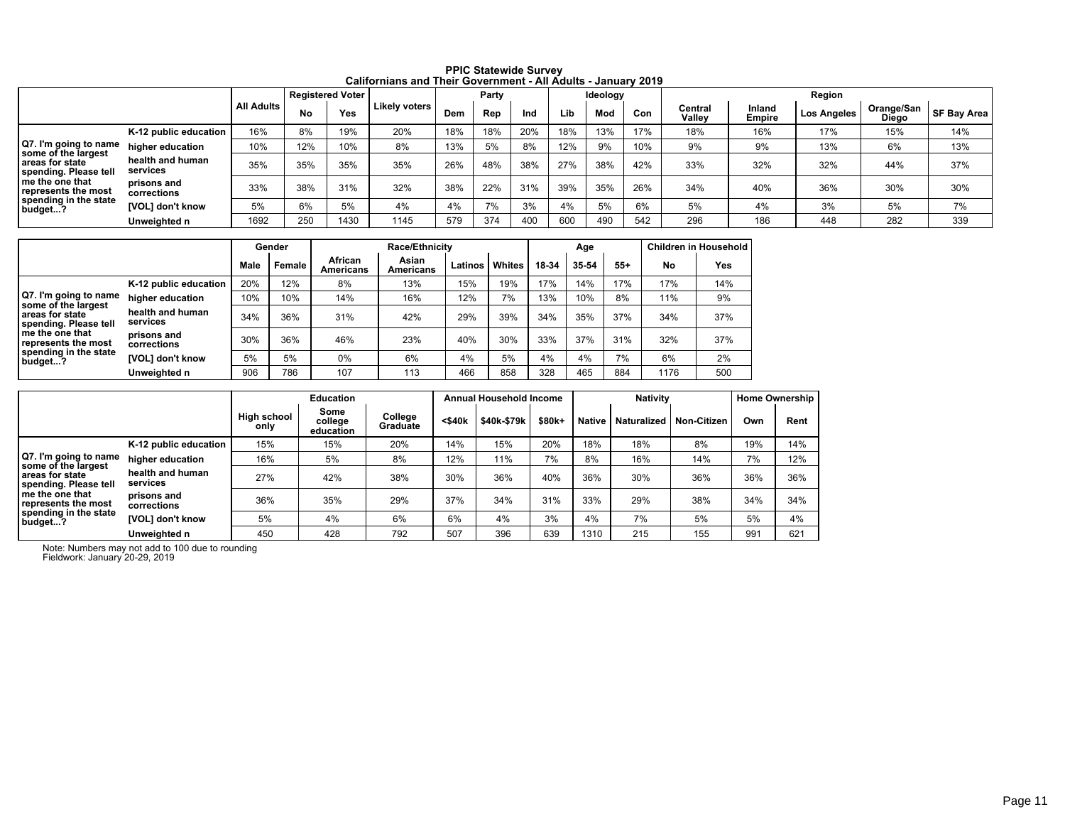**PPIC Statewide Survey**
**Californians and Their Government - All Adults - January 2019**

| | | All Adults | Registered Voter | | Likely voters | Party | | | Ideology | | | Region | | | | |
|---|---|---|---|---|---|---|---|---|---|---|---|---|---|---|---|---|
| | | | No | Yes | | Dem | Rep | Ind | Lib | Mod | Con | Central Valley | Inland Empire | Los Angeles | Orange/San Diego | SF Bay Area |
| Q7. I'm going to name some of the largest areas for state spending. Please tell me the one that represents the most spending in the state budget...? | K-12 public education | 16% | 8% | 19% | 20% | 18% | 18% | 20% | 18% | 13% | 17% | 18% | 16% | 17% | 15% | 14% |
| | higher education | 10% | 12% | 10% | 8% | 13% | 5% | 8% | 12% | 9% | 10% | 9% | 9% | 13% | 6% | 13% |
| | health and human services | 35% | 35% | 35% | 35% | 26% | 48% | 38% | 27% | 38% | 42% | 33% | 32% | 32% | 44% | 37% |
| | prisons and corrections | 33% | 38% | 31% | 32% | 38% | 22% | 31% | 39% | 35% | 26% | 34% | 40% | 36% | 30% | 30% |
| | [VOL] don't know | 5% | 6% | 5% | 4% | 4% | 7% | 3% | 4% | 5% | 6% | 5% | 4% | 3% | 5% | 7% |
| | Unweighted n | 1692 | 250 | 1430 | 1145 | 579 | 374 | 400 | 600 | 490 | 542 | 296 | 186 | 448 | 282 | 339 |

| | | Gender | | Race/Ethnicity | | | | Age | | | Children in Household | |
|---|---|---|---|---|---|---|---|---|---|---|---|---|
| | | Male | Female | African Americans | Asian Americans | Latinos | Whites | 18-34 | 35-54 | 55+ | No | Yes |
| Q7. I'm going to name some of the largest areas for state spending. Please tell me the one that represents the most spending in the state budget...? | K-12 public education | 20% | 12% | 8% | 13% | 15% | 19% | 17% | 14% | 17% | 17% | 14% |
| | higher education | 10% | 10% | 14% | 16% | 12% | 7% | 13% | 10% | 8% | 11% | 9% |
| | health and human services | 34% | 36% | 31% | 42% | 29% | 39% | 34% | 35% | 37% | 34% | 37% |
| | prisons and corrections | 30% | 36% | 46% | 23% | 40% | 30% | 33% | 37% | 31% | 32% | 37% |
| | [VOL] don't know | 5% | 5% | 0% | 6% | 4% | 5% | 4% | 4% | 7% | 6% | 2% |
| | Unweighted n | 906 | 786 | 107 | 113 | 466 | 858 | 328 | 465 | 884 | 1176 | 500 |

| | | Education | | | Annual Household Income | | | Nativity | | | Home Ownership | |
|---|---|---|---|---|---|---|---|---|---|---|---|---|
| | | High school only | Some college education | College Graduate | <$40k | $40k-$79k | $80k+ | Native | Naturalized | Non-Citizen | Own | Rent |
| Q7. I'm going to name some of the largest areas for state spending. Please tell me the one that represents the most spending in the state budget...? | K-12 public education | 15% | 15% | 20% | 14% | 15% | 20% | 18% | 18% | 8% | 19% | 14% |
| | higher education | 16% | 5% | 8% | 12% | 11% | 7% | 8% | 16% | 14% | 7% | 12% |
| | health and human services | 27% | 42% | 38% | 30% | 36% | 40% | 36% | 30% | 36% | 36% | 36% |
| | prisons and corrections | 36% | 35% | 29% | 37% | 34% | 31% | 33% | 29% | 38% | 34% | 34% |
| | [VOL] don't know | 5% | 4% | 6% | 6% | 4% | 3% | 4% | 7% | 5% | 5% | 4% |
| | Unweighted n | 450 | 428 | 792 | 507 | 396 | 639 | 1310 | 215 | 155 | 991 | 621 |

Note: Numbers may not add to 100 due to rounding
Fieldwork: January 20-29, 2019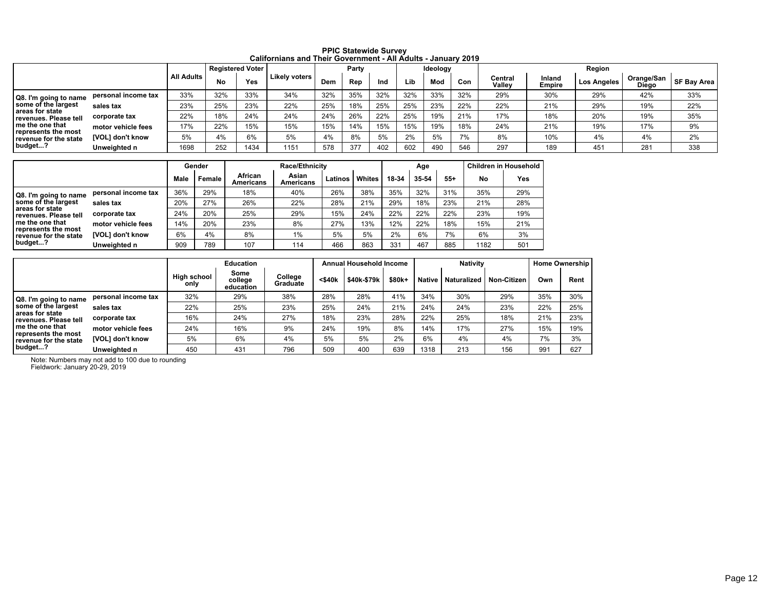**PPIC Statewide Survey**
**Californians and Their Government - All Adults - January 2019**

| | | All Adults | Registered Voter | | Likely voters | Party | | | Ideology | | | Region | | | | |
|---|---|---|---|---|---|---|---|---|---|---|---|---|---|---|---|---|
| | | | No | Yes | | Dem | Rep | Ind | Lib | Mod | Con | Central Valley | Inland Empire | Los Angeles | Orange/San Diego | SF Bay Area |
| Q8. I'm going to name some of the largest areas for state revenues. Please tell me the one that represents the most revenue for the state budget...? | personal income tax | 33% | 32% | 33% | 34% | 32% | 35% | 32% | 32% | 33% | 32% | 29% | 30% | 29% | 42% | 33% |
| | sales tax | 23% | 25% | 23% | 22% | 25% | 18% | 25% | 25% | 23% | 22% | 22% | 21% | 29% | 19% | 22% |
| | corporate tax | 22% | 18% | 24% | 24% | 24% | 26% | 22% | 25% | 19% | 21% | 17% | 18% | 20% | 19% | 35% |
| | motor vehicle fees | 17% | 22% | 15% | 15% | 15% | 14% | 15% | 15% | 19% | 18% | 24% | 21% | 19% | 17% | 9% |
| | [VOL] don't know | 5% | 4% | 6% | 5% | 4% | 8% | 5% | 2% | 5% | 7% | 8% | 10% | 4% | 4% | 2% |
| | Unweighted n | 1698 | 252 | 1434 | 1151 | 578 | 377 | 402 | 602 | 490 | 546 | 297 | 189 | 451 | 281 | 338 |

| | | Gender | | Race/Ethnicity | | | | Age | | | Children in Household | |
|---|---|---|---|---|---|---|---|---|---|---|---|---|
| | | Male | Female | African Americans | Asian Americans | Latinos | Whites | 18-34 | 35-54 | 55+ | No | Yes |
| Q8. I'm going to name some of the largest areas for state revenues. Please tell me the one that represents the most revenue for the state budget...? | personal income tax | 36% | 29% | 18% | 40% | 26% | 38% | 35% | 32% | 31% | 35% | 29% |
| | sales tax | 20% | 27% | 26% | 22% | 28% | 21% | 29% | 18% | 23% | 21% | 28% |
| | corporate tax | 24% | 20% | 25% | 29% | 15% | 24% | 22% | 22% | 22% | 23% | 19% |
| | motor vehicle fees | 14% | 20% | 23% | 8% | 27% | 13% | 12% | 22% | 18% | 15% | 21% |
| | [VOL] don't know | 6% | 4% | 8% | 1% | 5% | 5% | 2% | 6% | 7% | 6% | 3% |
| | Unweighted n | 909 | 789 | 107 | 114 | 466 | 863 | 331 | 467 | 885 | 1182 | 501 |

| | | Education | | | Annual Household Income | | | Nativity | | | Home Ownership | |
|---|---|---|---|---|---|---|---|---|---|---|---|---|
| | | High school only | Some college education | College Graduate | <$40k | $40k-$79k | $80k+ | Native | Naturalized | Non-Citizen | Own | Rent |
| Q8. I'm going to name some of the largest areas for state revenues. Please tell me the one that represents the most revenue for the state budget...? | personal income tax | 32% | 29% | 38% | 28% | 28% | 41% | 34% | 30% | 29% | 35% | 30% |
| | sales tax | 22% | 25% | 23% | 25% | 24% | 21% | 24% | 24% | 23% | 22% | 25% |
| | corporate tax | 16% | 24% | 27% | 18% | 23% | 28% | 22% | 25% | 18% | 21% | 23% |
| | motor vehicle fees | 24% | 16% | 9% | 24% | 19% | 8% | 14% | 17% | 27% | 15% | 19% |
| | [VOL] don't know | 5% | 6% | 4% | 5% | 5% | 2% | 6% | 4% | 4% | 7% | 3% |
| | Unweighted n | 450 | 431 | 796 | 509 | 400 | 639 | 1318 | 213 | 156 | 991 | 627 |

Note: Numbers may not add to 100 due to rounding
Fieldwork: January 20-29, 2019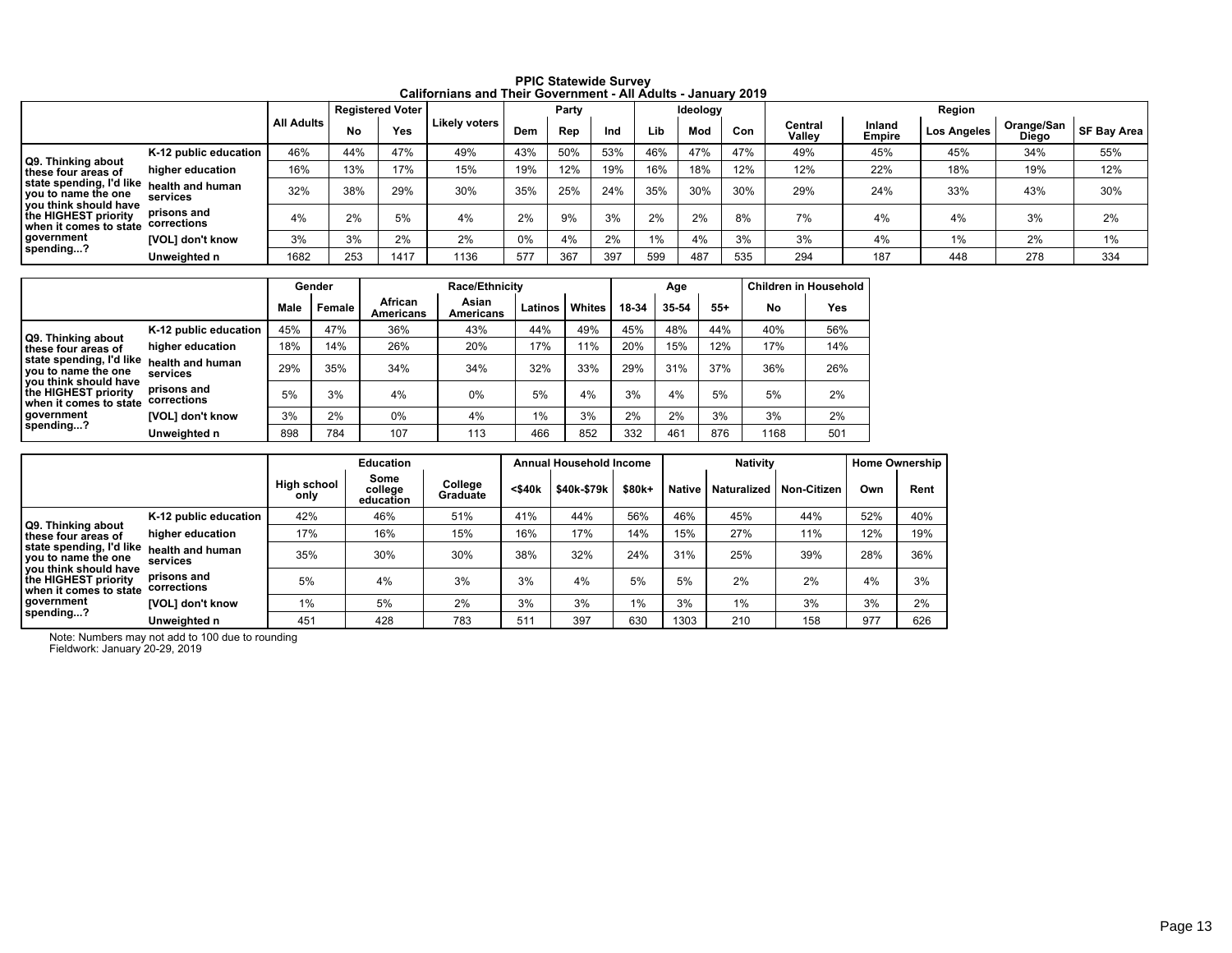# PPIC Statewide Survey
## Californians and Their Government - All Adults - January 2019

| | | All Adults | Registered Voter | | Likely voters | Party | | | Ideology | | | Region | | | | |
|---|---|---|---|---|---|---|---|---|---|---|---|---|---|---|---|---|
| | | | No | Yes | | Dem | Rep | Ind | Lib | Mod | Con | Central Valley | Inland Empire | Los Angeles | Orange/San Diego | SF Bay Area |
| Q9. Thinking about these four areas of state spending, I'd like you to name the one you think should have the HIGHEST priority when it comes to state government spending...? | K-12 public education | 46% | 44% | 47% | 49% | 43% | 50% | 53% | 46% | 47% | 47% | 49% | 45% | 45% | 34% | 55% |
| | higher education | 16% | 13% | 17% | 15% | 19% | 12% | 19% | 16% | 18% | 12% | 12% | 22% | 18% | 19% | 12% |
| | health and human services | 32% | 38% | 29% | 30% | 35% | 25% | 24% | 35% | 30% | 30% | 29% | 24% | 33% | 43% | 30% |
| | prisons and corrections | 4% | 2% | 5% | 4% | 2% | 9% | 3% | 2% | 2% | 8% | 7% | 4% | 4% | 3% | 2% |
| | [VOL] don't know | 3% | 3% | 2% | 2% | 0% | 4% | 2% | 1% | 4% | 3% | 3% | 4% | 1% | 2% | 1% |
| | Unweighted n | 1682 | 253 | 1417 | 1136 | 577 | 367 | 397 | 599 | 487 | 535 | 294 | 187 | 448 | 278 | 334 |

| | | Gender | | Race/Ethnicity | | | | Age | | | Children in Household | |
|---|---|---|---|---|---|---|---|---|---|---|---|---|
| | | Male | Female | African Americans | Asian Americans | Latinos | Whites | 18-34 | 35-54 | 55+ | No | Yes |
| Q9. Thinking about these four areas of state spending, I'd like you to name the one you think should have the HIGHEST priority when it comes to state government spending...? | K-12 public education | 45% | 47% | 36% | 43% | 44% | 49% | 45% | 48% | 44% | 40% | 56% |
| | higher education | 18% | 14% | 26% | 20% | 17% | 11% | 20% | 15% | 12% | 17% | 14% |
| | health and human services | 29% | 35% | 34% | 34% | 32% | 33% | 29% | 31% | 37% | 36% | 26% |
| | prisons and corrections | 5% | 3% | 4% | 0% | 5% | 4% | 3% | 4% | 5% | 5% | 2% |
| | [VOL] don't know | 3% | 2% | 0% | 4% | 1% | 3% | 2% | 2% | 3% | 3% | 2% |
| | Unweighted n | 898 | 784 | 107 | 113 | 466 | 852 | 332 | 461 | 876 | 1168 | 501 |

| | | Education | | | Annual Household Income | | | Nativity | | | Home Ownership | |
|---|---|---|---|---|---|---|---|---|---|---|---|---|
| | | High school only | Some college education | College Graduate | <$40k | $40k-$79k | $80k+ | Native | Naturalized | Non-Citizen | Own | Rent |
| Q9. Thinking about these four areas of state spending, I'd like you to name the one you think should have the HIGHEST priority when it comes to state government spending...? | K-12 public education | 42% | 46% | 51% | 41% | 44% | 56% | 46% | 45% | 44% | 52% | 40% |
| | higher education | 17% | 16% | 15% | 16% | 17% | 14% | 15% | 27% | 11% | 12% | 19% |
| | health and human services | 35% | 30% | 30% | 38% | 32% | 24% | 31% | 25% | 39% | 28% | 36% |
| | prisons and corrections | 5% | 4% | 3% | 3% | 4% | 5% | 5% | 2% | 2% | 4% | 3% |
| | [VOL] don't know | 1% | 5% | 2% | 3% | 3% | 1% | 3% | 1% | 3% | 3% | 2% |
| | Unweighted n | 451 | 428 | 783 | 511 | 397 | 630 | 1303 | 210 | 158 | 977 | 626 |

Note: Numbers may not add to 100 due to rounding
Fieldwork: January 20-29, 2019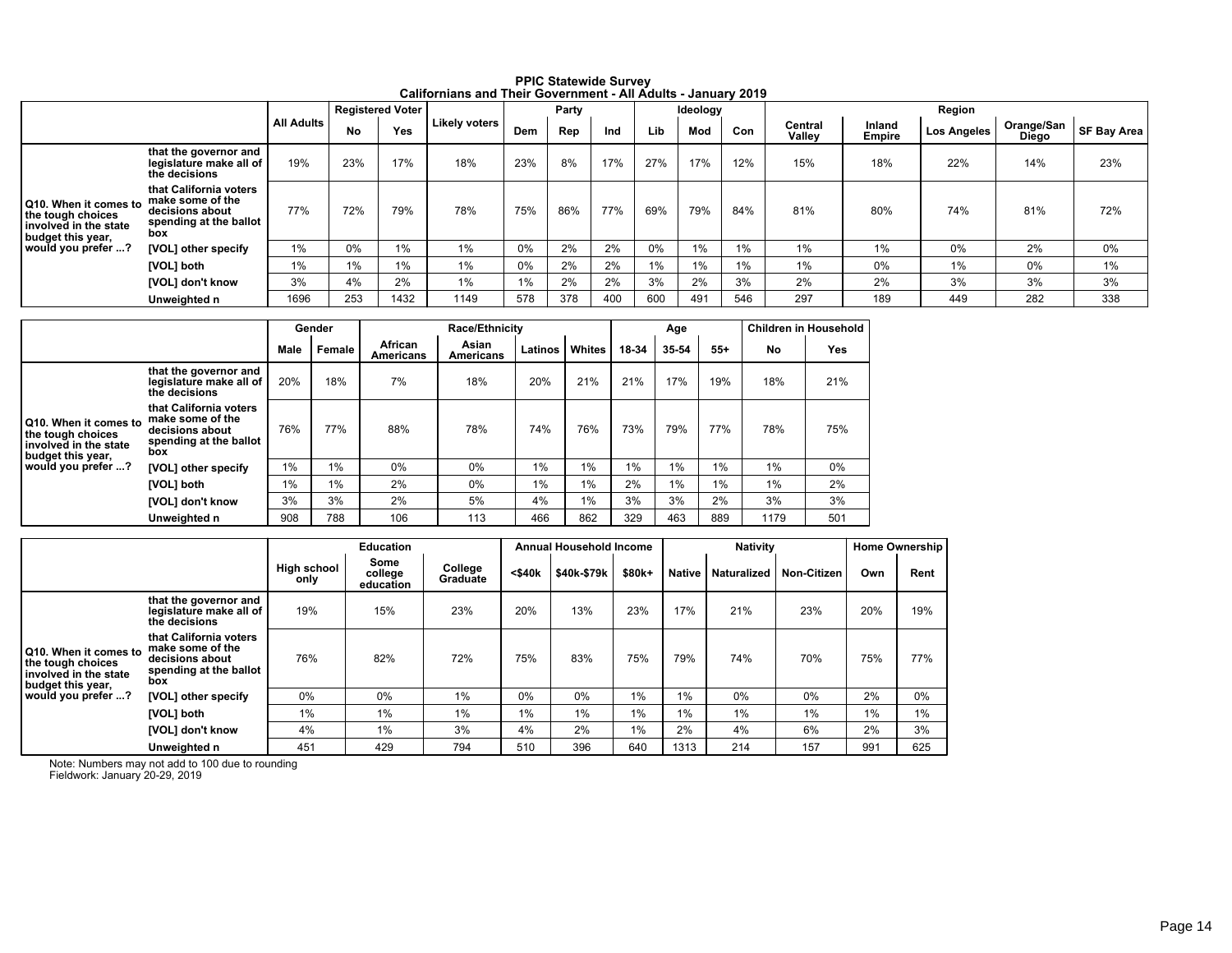**PPIC Statewide Survey**
**Californians and Their Government - All Adults - January 2019**

| | | All Adults | Registered Voter | | Likely voters | Party | | | Ideology | | | Region | | | | |
|---|---|---|---|---|---|---|---|---|---|---|---|---|---|---|---|---|
| | | | No | Yes | | Dem | Rep | Ind | Lib | Mod | Con | Central Valley | Inland Empire | Los Angeles | Orange/San Diego | SF Bay Area |
| Q10. When it comes to the tough choices involved in the state budget this year, would you prefer ...? | that the governor and legislature make all of the decisions | 19% | 23% | 17% | 18% | 23% | 8% | 17% | 27% | 17% | 12% | 15% | 18% | 22% | 14% | 23% |
| | that California voters make some of the decisions about spending at the ballot box | 77% | 72% | 79% | 78% | 75% | 86% | 77% | 69% | 79% | 84% | 81% | 80% | 74% | 81% | 72% |
| | [VOL] other specify | 1% | 0% | 1% | 1% | 0% | 2% | 2% | 0% | 1% | 1% | 1% | 1% | 0% | 2% | 0% |
| | [VOL] both | 1% | 1% | 1% | 1% | 0% | 2% | 2% | 1% | 1% | 1% | 1% | 0% | 1% | 0% | 1% |
| | [VOL] don't know | 3% | 4% | 2% | 1% | 1% | 2% | 2% | 3% | 2% | 3% | 2% | 2% | 3% | 3% | 3% |
| | Unweighted n | 1696 | 253 | 1432 | 1149 | 578 | 378 | 400 | 600 | 491 | 546 | 297 | 189 | 449 | 282 | 338 |

| | | Gender | | Race/Ethnicity | | | | Age | | | Children in Household | |
|---|---|---|---|---|---|---|---|---|---|---|---|---|
| | | Male | Female | African Americans | Asian Americans | Latinos | Whites | 18-34 | 35-54 | 55+ | No | Yes |
| Q10. When it comes to the tough choices involved in the state budget this year, would you prefer ...? | that the governor and legislature make all of the decisions | 20% | 18% | 7% | 18% | 20% | 21% | 21% | 17% | 19% | 18% | 21% |
| | that California voters make some of the decisions about spending at the ballot box | 76% | 77% | 88% | 78% | 74% | 76% | 73% | 79% | 77% | 78% | 75% |
| | [VOL] other specify | 1% | 1% | 0% | 0% | 1% | 1% | 1% | 1% | 1% | 1% | 0% |
| | [VOL] both | 1% | 1% | 2% | 0% | 1% | 1% | 2% | 1% | 1% | 1% | 2% |
| | [VOL] don't know | 3% | 3% | 2% | 5% | 4% | 1% | 3% | 3% | 2% | 3% | 3% |
| | Unweighted n | 908 | 788 | 106 | 113 | 466 | 862 | 329 | 463 | 889 | 1179 | 501 |

| | | Education | | | Annual Household Income | | | Nativity | | | Home Ownership | |
|---|---|---|---|---|---|---|---|---|---|---|---|---|
| | | High school only | Some college education | College Graduate | <$40k | $40k-$79k | $80k+ | Native | Naturalized | Non-Citizen | Own | Rent |
| Q10. When it comes to the tough choices involved in the state budget this year, would you prefer ...? | that the governor and legislature make all of the decisions | 19% | 15% | 23% | 20% | 13% | 23% | 17% | 21% | 23% | 20% | 19% |
| | that California voters make some of the decisions about spending at the ballot box | 76% | 82% | 72% | 75% | 83% | 75% | 79% | 74% | 70% | 75% | 77% |
| | [VOL] other specify | 0% | 0% | 1% | 0% | 0% | 1% | 1% | 0% | 0% | 2% | 0% |
| | [VOL] both | 1% | 1% | 1% | 1% | 1% | 1% | 1% | 1% | 1% | 1% | 1% |
| | [VOL] don't know | 4% | 1% | 3% | 4% | 2% | 1% | 2% | 4% | 6% | 2% | 3% |
| | Unweighted n | 451 | 429 | 794 | 510 | 396 | 640 | 1313 | 214 | 157 | 991 | 625 |

Note: Numbers may not add to 100 due to rounding
Fieldwork: January 20-29, 2019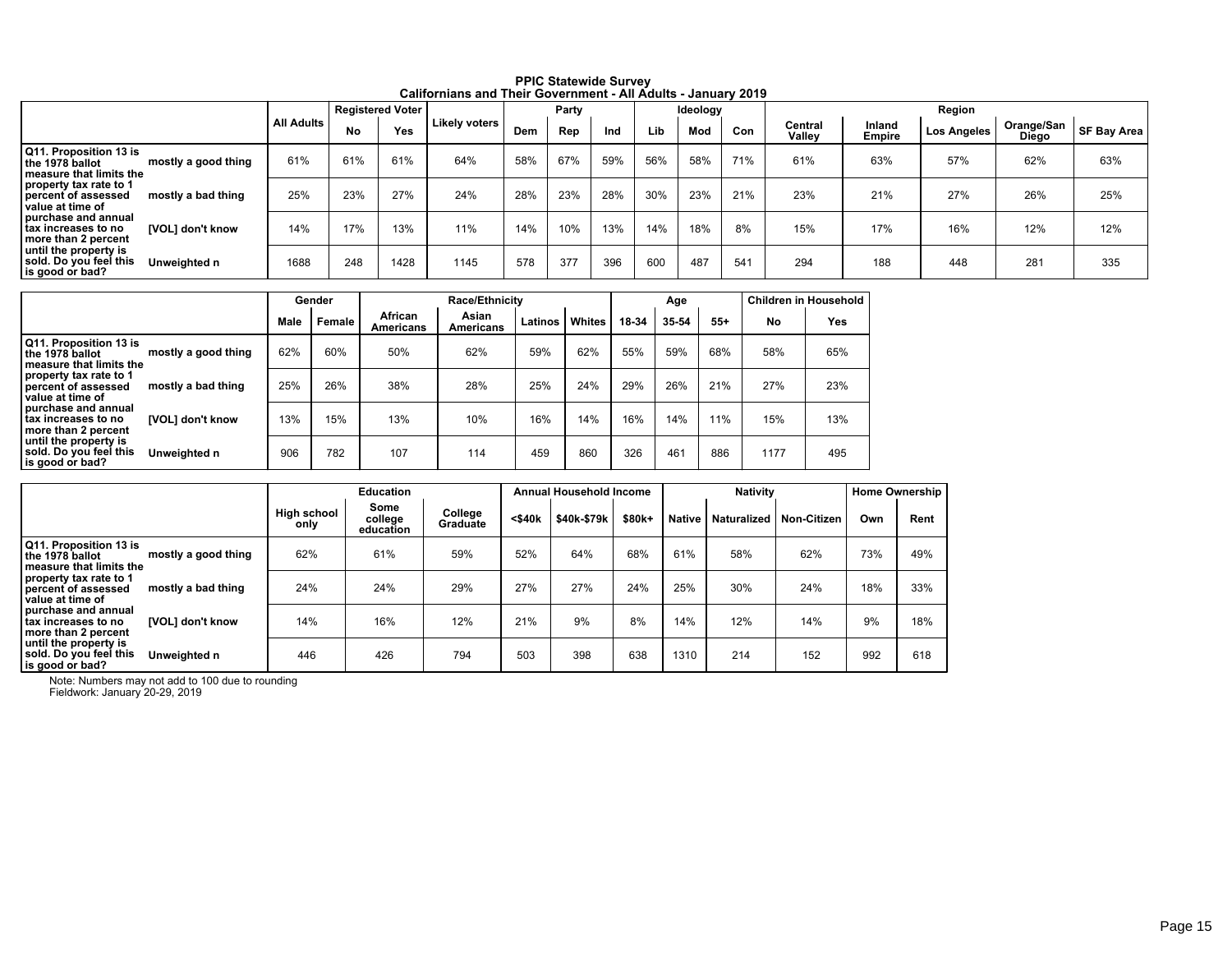**PPIC Statewide Survey**
**Californians and Their Government - All Adults - January 2019**

| | | All Adults | Registered Voter | | Likely voters | Party | | | Ideology | | | Region | | | | |
|---|---|---|---|---|---|---|---|---|---|---|---|---|---|---|---|---|
| | | | No | Yes | | Dem | Rep | Ind | Lib | Mod | Con | Central Valley | Inland Empire | Los Angeles | Orange/San Diego | SF Bay Area |
| Q11. Proposition 13 is the 1978 ballot measure that limits the property tax rate to 1 percent of assessed value at time of purchase and annual tax increases to no more than 2 percent until the property is sold. Do you feel this is good or bad? | mostly a good thing | 61% | 61% | 61% | 64% | 58% | 67% | 59% | 56% | 58% | 71% | 61% | 63% | 57% | 62% | 63% |
| | mostly a bad thing | 25% | 23% | 27% | 24% | 28% | 23% | 28% | 30% | 23% | 21% | 23% | 21% | 27% | 26% | 25% |
| | [VOL] don't know | 14% | 17% | 13% | 11% | 14% | 10% | 13% | 14% | 18% | 8% | 15% | 17% | 16% | 12% | 12% |
| | Unweighted n | 1688 | 248 | 1428 | 1145 | 578 | 377 | 396 | 600 | 487 | 541 | 294 | 188 | 448 | 281 | 335 |

| | | Gender | | Race/Ethnicity | | | | Age | | | Children in Household | |
|---|---|---|---|---|---|---|---|---|---|---|---|---|
| | | Male | Female | African Americans | Asian Americans | Latinos | Whites | 18-34 | 35-54 | 55+ | No | Yes |
| Q11. Proposition 13 is the 1978 ballot measure that limits the property tax rate to 1 percent of assessed value at time of purchase and annual tax increases to no more than 2 percent until the property is sold. Do you feel this is good or bad? | mostly a good thing | 62% | 60% | 50% | 62% | 59% | 62% | 55% | 59% | 68% | 58% | 65% |
| | mostly a bad thing | 25% | 26% | 38% | 28% | 25% | 24% | 29% | 26% | 21% | 27% | 23% |
| | [VOL] don't know | 13% | 15% | 13% | 10% | 16% | 14% | 16% | 14% | 11% | 15% | 13% |
| | Unweighted n | 906 | 782 | 107 | 114 | 459 | 860 | 326 | 461 | 886 | 1177 | 495 |

| | | Education | | | Annual Household Income | | | Nativity | | | Home Ownership | |
|---|---|---|---|---|---|---|---|---|---|---|---|---|
| | | High school only | Some college education | College Graduate | <$40k | $40k-$79k | $80k+ | Native | Naturalized | Non-Citizen | Own | Rent |
| Q11. Proposition 13 is the 1978 ballot measure that limits the property tax rate to 1 percent of assessed value at time of purchase and annual tax increases to no more than 2 percent until the property is sold. Do you feel this is good or bad? | mostly a good thing | 62% | 61% | 59% | 52% | 64% | 68% | 61% | 58% | 62% | 73% | 49% |
| | mostly a bad thing | 24% | 24% | 29% | 27% | 27% | 24% | 25% | 30% | 24% | 18% | 33% |
| | [VOL] don't know | 14% | 16% | 12% | 21% | 9% | 8% | 14% | 12% | 14% | 9% | 18% |
| | Unweighted n | 446 | 426 | 794 | 503 | 398 | 638 | 1310 | 214 | 152 | 992 | 618 |

Note: Numbers may not add to 100 due to rounding
Fieldwork: January 20-29, 2019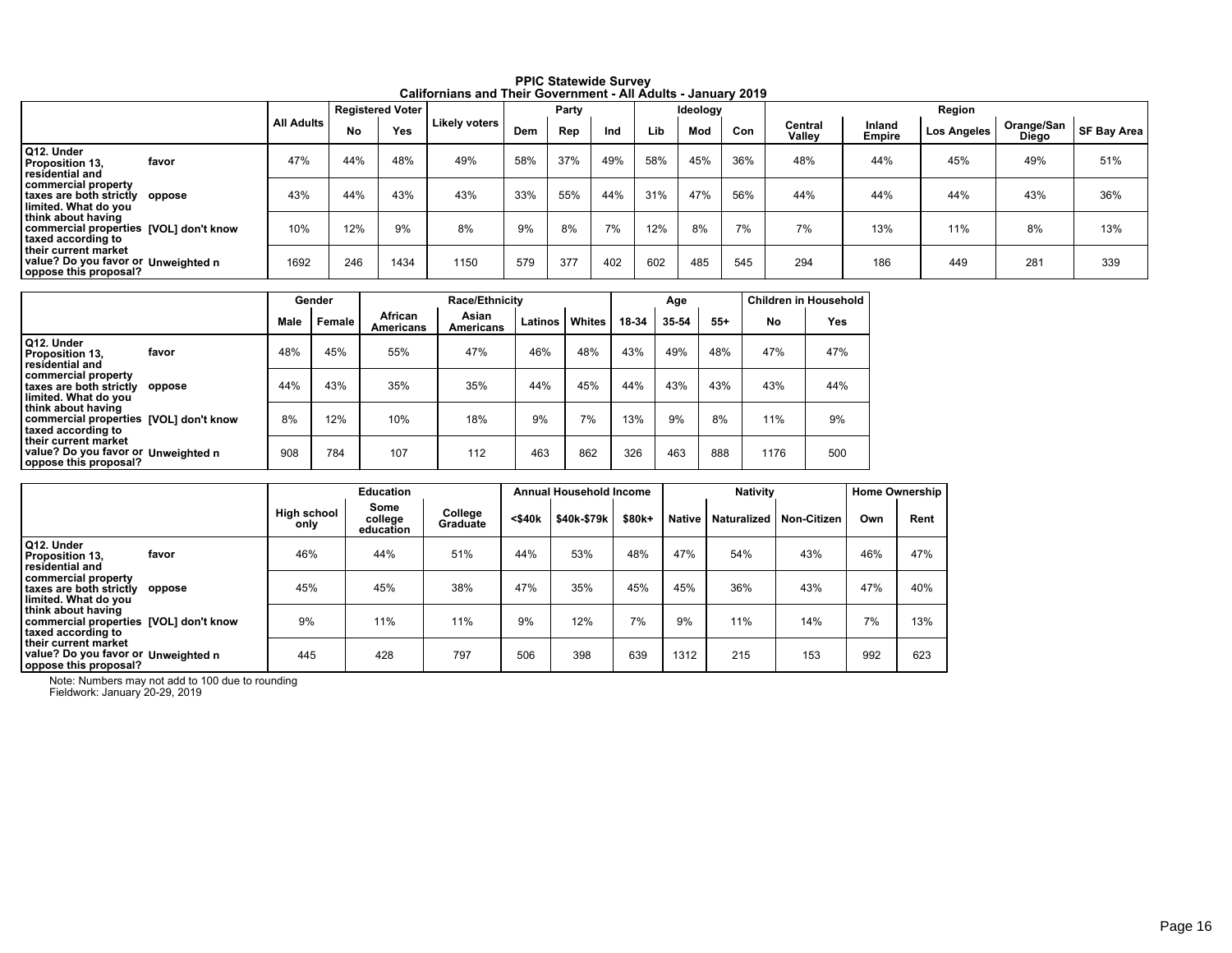**PPIC Statewide Survey**
**Californians and Their Government - All Adults - January 2019**

| | | All Adults | Registered Voter | | Likely voters | Party | | | Ideology | | | Region | | | | |
|---|---|---|---|---|---|---|---|---|---|---|---|---|---|---|---|---|
| | | | No | Yes | | Dem | Rep | Ind | Lib | Mod | Con | Central Valley | Inland Empire | Los Angeles | Orange/San Diego | SF Bay Area |
| Q12. Under Proposition 13, residential and commercial property taxes are both strictly limited. What do you think about having commercial properties taxed according to their current market value? Do you favor or oppose this proposal? | favor | 47% | 44% | 48% | 49% | 58% | 37% | 49% | 58% | 45% | 36% | 48% | 44% | 45% | 49% | 51% |
| | oppose | 43% | 44% | 43% | 43% | 33% | 55% | 44% | 31% | 47% | 56% | 44% | 44% | 44% | 43% | 36% |
| | [VOL] don't know | 10% | 12% | 9% | 8% | 9% | 8% | 7% | 12% | 8% | 7% | 7% | 13% | 11% | 8% | 13% |
| | Unweighted n | 1692 | 246 | 1434 | 1150 | 579 | 377 | 402 | 602 | 485 | 545 | 294 | 186 | 449 | 281 | 339 |

| | | Gender | | Race/Ethnicity | | | | Age | | | Children in Household | |
|---|---|---|---|---|---|---|---|---|---|---|---|---|
| | | Male | Female | African Americans | Asian Americans | Latinos | Whites | 18-34 | 35-54 | 55+ | No | Yes |
| Q12. Under Proposition 13, residential and commercial property taxes are both strictly limited. What do you think about having commercial properties taxed according to their current market value? Do you favor or oppose this proposal? | favor | 48% | 45% | 55% | 47% | 46% | 48% | 43% | 49% | 48% | 47% | 47% |
| | oppose | 44% | 43% | 35% | 35% | 44% | 45% | 44% | 43% | 43% | 43% | 44% |
| | [VOL] don't know | 8% | 12% | 10% | 18% | 9% | 7% | 13% | 9% | 8% | 11% | 9% |
| | Unweighted n | 908 | 784 | 107 | 112 | 463 | 862 | 326 | 463 | 888 | 1176 | 500 |

| | | Education | | | Annual Household Income | | | Nativity | | | Home Ownership | |
|---|---|---|---|---|---|---|---|---|---|---|---|---|
| | | High school only | Some college education | College Graduate | <$40k | $40k-$79k | $80k+ | Native | Naturalized | Non-Citizen | Own | Rent |
| Q12. Under Proposition 13, residential and commercial property taxes are both strictly limited. What do you think about having commercial properties taxed according to their current market value? Do you favor or oppose this proposal? | favor | 46% | 44% | 51% | 44% | 53% | 48% | 47% | 54% | 43% | 46% | 47% |
| | oppose | 45% | 45% | 38% | 47% | 35% | 45% | 45% | 36% | 43% | 47% | 40% |
| | [VOL] don't know | 9% | 11% | 11% | 9% | 12% | 7% | 9% | 11% | 14% | 7% | 13% |
| | Unweighted n | 445 | 428 | 797 | 506 | 398 | 639 | 1312 | 215 | 153 | 992 | 623 |

Note: Numbers may not add to 100 due to rounding
Fieldwork: January 20-29, 2019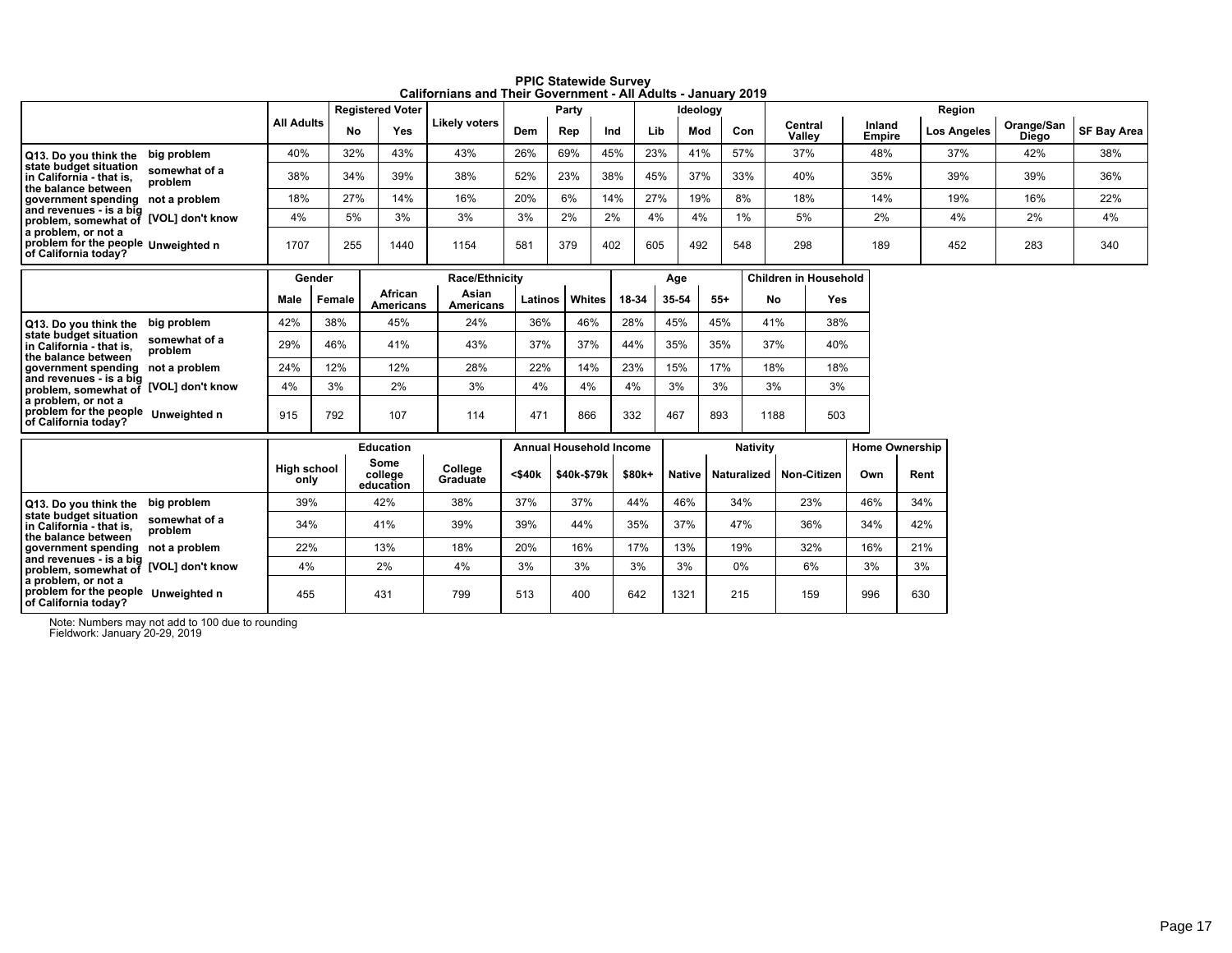**PPIC Statewide Survey**
**Californians and Their Government - All Adults - January 2019**

| | | All Adults | Registered Voter | | Likely voters | Party | | | Ideology | | | Region | | | | |
|---|---|---|---|---|---|---|---|---|---|---|---|---|---|---|---|---|
| | | | No | Yes | | Dem | Rep | Ind | Lib | Mod | Con | Central Valley | Inland Empire | Los Angeles | Orange/San Diego | SF Bay Area |
| Q13. Do you think the state budget situation in California - that is, the balance between government spending and revenues - is a big problem, somewhat of a problem, or not a problem for the people of California today? | big problem | 40% | 32% | 43% | 43% | 26% | 69% | 45% | 23% | 41% | 57% | 37% | 48% | 37% | 42% | 38% |
| | somewhat of a problem | 38% | 34% | 39% | 38% | 52% | 23% | 38% | 45% | 37% | 33% | 40% | 35% | 39% | 39% | 36% |
| | not a problem | 18% | 27% | 14% | 16% | 20% | 6% | 14% | 27% | 19% | 8% | 18% | 14% | 19% | 16% | 22% |
| | [VOL] don't know | 4% | 5% | 3% | 3% | 3% | 2% | 2% | 4% | 4% | 1% | 5% | 2% | 4% | 2% | 4% |
| | Unweighted n | 1707 | 255 | 1440 | 1154 | 581 | 379 | 402 | 605 | 492 | 548 | 298 | 189 | 452 | 283 | 340 |

| | | Gender | | Race/Ethnicity | | | | Age | | | Children in Household | |
|---|---|---|---|---|---|---|---|---|---|---|---|---|
| | | Male | Female | African Americans | Asian Americans | Latinos | Whites | 18-34 | 35-54 | 55+ | No | Yes |
| Q13. Do you think the state budget situation in California - that is, the balance between government spending and revenues - is a big problem, somewhat of a problem, or not a problem for the people of California today? | big problem | 42% | 38% | 45% | 24% | 36% | 46% | 28% | 45% | 45% | 41% | 38% |
| | somewhat of a problem | 29% | 46% | 41% | 43% | 37% | 37% | 44% | 35% | 35% | 37% | 40% |
| | not a problem | 24% | 12% | 12% | 28% | 22% | 14% | 23% | 15% | 17% | 18% | 18% |
| | [VOL] don't know | 4% | 3% | 2% | 3% | 4% | 4% | 4% | 3% | 3% | 3% | 3% |
| | Unweighted n | 915 | 792 | 107 | 114 | 471 | 866 | 332 | 467 | 893 | 1188 | 503 |

| | | Education | | | Annual Household Income | | | Nativity | | | Home Ownership | |
|---|---|---|---|---|---|---|---|---|---|---|---|---|
| | | High school only | Some college education | College Graduate | <$40k | $40k-$79k | $80k+ | Native | Naturalized | Non-Citizen | Own | Rent |
| Q13. Do you think the state budget situation in California - that is, the balance between government spending and revenues - is a big problem, somewhat of a problem, or not a problem for the people of California today? | big problem | 39% | 42% | 38% | 37% | 37% | 44% | 46% | 34% | 23% | 46% | 34% |
| | somewhat of a problem | 34% | 41% | 39% | 39% | 44% | 35% | 37% | 47% | 36% | 34% | 42% |
| | not a problem | 22% | 13% | 18% | 20% | 16% | 17% | 13% | 19% | 32% | 16% | 21% |
| | [VOL] don't know | 4% | 2% | 4% | 3% | 3% | 3% | 3% | 0% | 6% | 3% | 3% |
| | Unweighted n | 455 | 431 | 799 | 513 | 400 | 642 | 1321 | 215 | 159 | 996 | 630 |

Note: Numbers may not add to 100 due to rounding
Fieldwork: January 20-29, 2019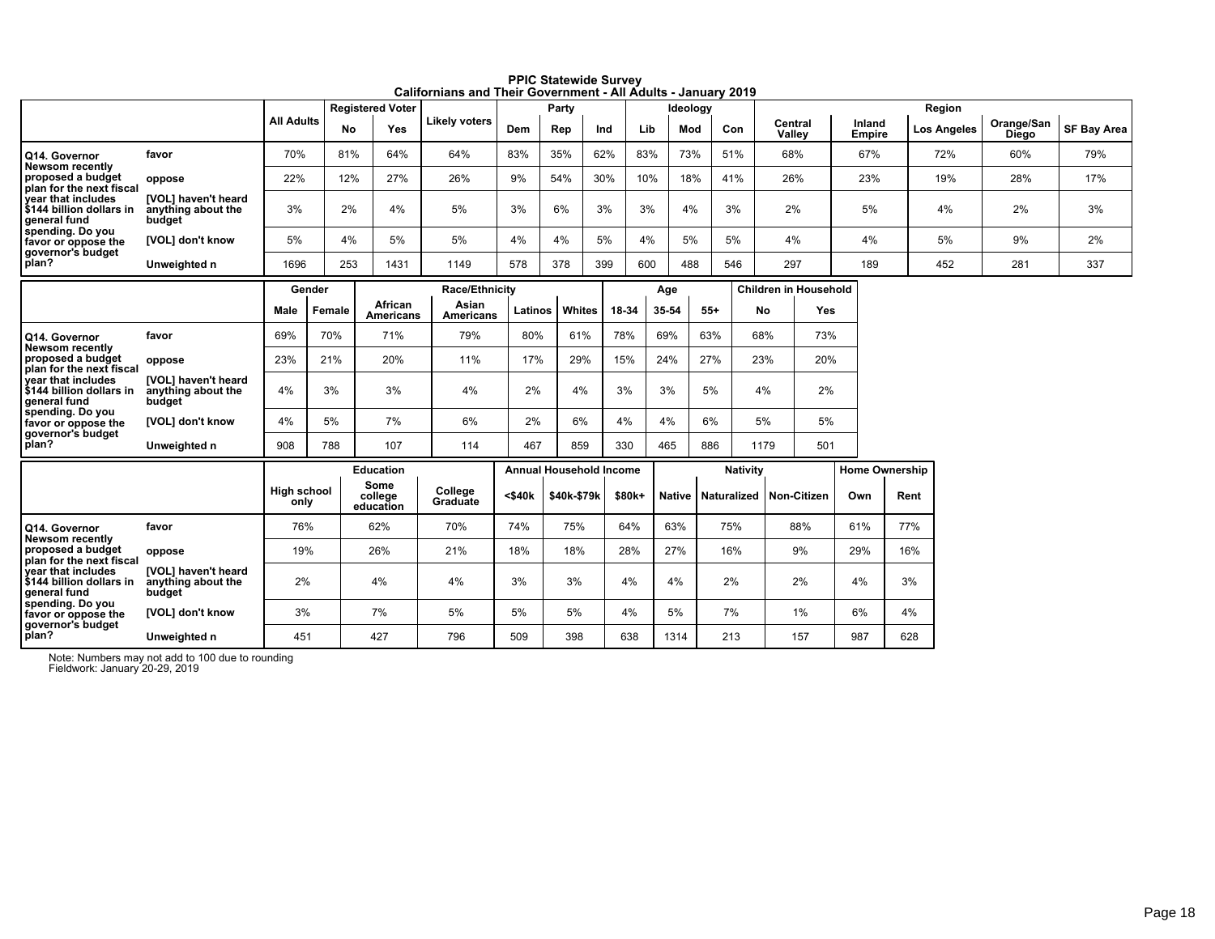# PPIC Statewide Survey
## Californians and Their Government - All Adults - January 2019

| | | All Adults | Registered Voter | | Likely voters | Party | | | Ideology | | | Region | | | | |
|---|---|---|---|---|---|---|---|---|---|---|---|---|---|---|---|---|
| | | | No | Yes | | Dem | Rep | Ind | Lib | Mod | Con | Central Valley | Inland Empire | Los Angeles | Orange/San Diego | SF Bay Area |
| Q14. Governor Newsom recently proposed a budget plan for the next fiscal year that includes $144 billion dollars in general fund spending. Do you favor or oppose the governor's budget plan? | favor | 70% | 81% | 64% | 64% | 83% | 35% | 62% | 83% | 73% | 51% | 68% | 67% | 72% | 60% | 79% |
| | oppose | 22% | 12% | 27% | 26% | 9% | 54% | 30% | 10% | 18% | 41% | 26% | 23% | 19% | 28% | 17% |
| | [VOL] haven't heard anything about the budget | 3% | 2% | 4% | 5% | 3% | 6% | 3% | 3% | 4% | 3% | 2% | 5% | 4% | 2% | 3% |
| | [VOL] don't know | 5% | 4% | 5% | 5% | 4% | 4% | 5% | 4% | 5% | 5% | 4% | 4% | 5% | 9% | 2% |
| | Unweighted n | 1696 | 253 | 1431 | 1149 | 578 | 378 | 399 | 600 | 488 | 546 | 297 | 189 | 452 | 281 | 337 |

| | | Gender | | Race/Ethnicity | | | | Age | | | Children in Household | |
|---|---|---|---|---|---|---|---|---|---|---|---|---|
| | | Male | Female | African Americans | Asian Americans | Latinos | Whites | 18-34 | 35-54 | 55+ | No | Yes |
| Q14. Governor Newsom recently proposed a budget plan for the next fiscal year that includes $144 billion dollars in general fund spending. Do you favor or oppose the governor's budget plan? | favor | 69% | 70% | 71% | 79% | 80% | 61% | 78% | 69% | 63% | 68% | 73% |
| | oppose | 23% | 21% | 20% | 11% | 17% | 29% | 15% | 24% | 27% | 23% | 20% |
| | [VOL] haven't heard anything about the budget | 4% | 3% | 3% | 4% | 2% | 4% | 3% | 3% | 5% | 4% | 2% |
| | [VOL] don't know | 4% | 5% | 7% | 6% | 2% | 6% | 4% | 4% | 6% | 5% | 5% |
| | Unweighted n | 908 | 788 | 107 | 114 | 467 | 859 | 330 | 465 | 886 | 1179 | 501 |

| | | Education | | | Annual Household Income | | | Nativity | | | Home Ownership | |
|---|---|---|---|---|---|---|---|---|---|---|---|---|
| | | High school only | Some college education | College Graduate | <$40k | $40k-$79k | $80k+ | Native | Naturalized | Non-Citizen | Own | Rent |
| Q14. Governor Newsom recently proposed a budget plan for the next fiscal year that includes $144 billion dollars in general fund spending. Do you favor or oppose the governor's budget plan? | favor | 76% | 62% | 70% | 74% | 75% | 64% | 63% | 75% | 88% | 61% | 77% |
| | oppose | 19% | 26% | 21% | 18% | 18% | 28% | 27% | 16% | 9% | 29% | 16% |
| | [VOL] haven't heard anything about the budget | 2% | 4% | 4% | 3% | 3% | 4% | 4% | 2% | 2% | 4% | 3% |
| | [VOL] don't know | 3% | 7% | 5% | 5% | 5% | 4% | 5% | 7% | 1% | 6% | 4% |
| | Unweighted n | 451 | 427 | 796 | 509 | 398 | 638 | 1314 | 213 | 157 | 987 | 628 |

Note: Numbers may not add to 100 due to rounding
Fieldwork: January 20-29, 2019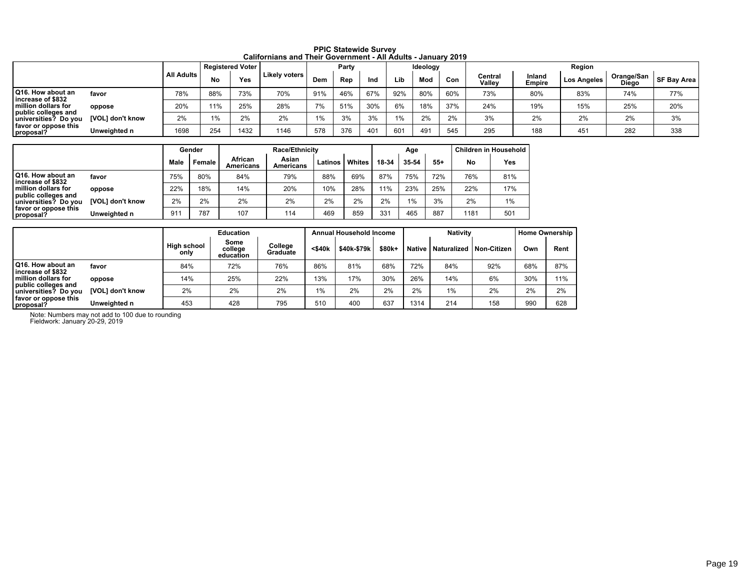**PPIC Statewide Survey**
**Californians and Their Government - All Adults - January 2019**

| | | All Adults | Registered Voter | | Likely voters | Party | | | Ideology | | | Region | | | | |
|---|---|---|---|---|---|---|---|---|---|---|---|---|---|---|---|---|
| | | | No | Yes | | Dem | Rep | Ind | Lib | Mod | Con | Central Valley | Inland Empire | Los Angeles | Orange/San Diego | SF Bay Area |
| Q16. How about an increase of $832 million dollars for public colleges and universities? Do you favor or oppose this proposal? | favor | 78% | 88% | 73% | 70% | 91% | 46% | 67% | 92% | 80% | 60% | 73% | 80% | 83% | 74% | 77% |
| | oppose | 20% | 11% | 25% | 28% | 7% | 51% | 30% | 6% | 18% | 37% | 24% | 19% | 15% | 25% | 20% |
| | [VOL] don't know | 2% | 1% | 2% | 2% | 1% | 3% | 3% | 1% | 2% | 2% | 3% | 2% | 2% | 2% | 3% |
| | Unweighted n | 1698 | 254 | 1432 | 1146 | 578 | 376 | 401 | 601 | 491 | 545 | 295 | 188 | 451 | 282 | 338 |

| | | Gender | | Race/Ethnicity | | | | Age | | | Children in Household | |
|---|---|---|---|---|---|---|---|---|---|---|---|---|
| | | Male | Female | African Americans | Asian Americans | Latinos | Whites | 18-34 | 35-54 | 55+ | No | Yes |
| Q16. How about an increase of $832 million dollars for public colleges and universities? Do you favor or oppose this proposal? | favor | 75% | 80% | 84% | 79% | 88% | 69% | 87% | 75% | 72% | 76% | 81% |
| | oppose | 22% | 18% | 14% | 20% | 10% | 28% | 11% | 23% | 25% | 22% | 17% |
| | [VOL] don't know | 2% | 2% | 2% | 2% | 2% | 2% | 2% | 1% | 3% | 2% | 1% |
| | Unweighted n | 911 | 787 | 107 | 114 | 469 | 859 | 331 | 465 | 887 | 1181 | 501 |

| | | Education | | | Annual Household Income | | | Nativity | | | Home Ownership | |
|---|---|---|---|---|---|---|---|---|---|---|---|---|
| | | High school only | Some college education | College Graduate | <$40k | $40k-$79k | $80k+ | Native | Naturalized | Non-Citizen | Own | Rent |
| Q16. How about an increase of $832 million dollars for public colleges and universities? Do you favor or oppose this proposal? | favor | 84% | 72% | 76% | 86% | 81% | 68% | 72% | 84% | 92% | 68% | 87% |
| | oppose | 14% | 25% | 22% | 13% | 17% | 30% | 26% | 14% | 6% | 30% | 11% |
| | [VOL] don't know | 2% | 2% | 2% | 1% | 2% | 2% | 2% | 1% | 2% | 2% | 2% |
| | Unweighted n | 453 | 428 | 795 | 510 | 400 | 637 | 1314 | 214 | 158 | 990 | 628 |

Note: Numbers may not add to 100 due to rounding
Fieldwork: January 20-29, 2019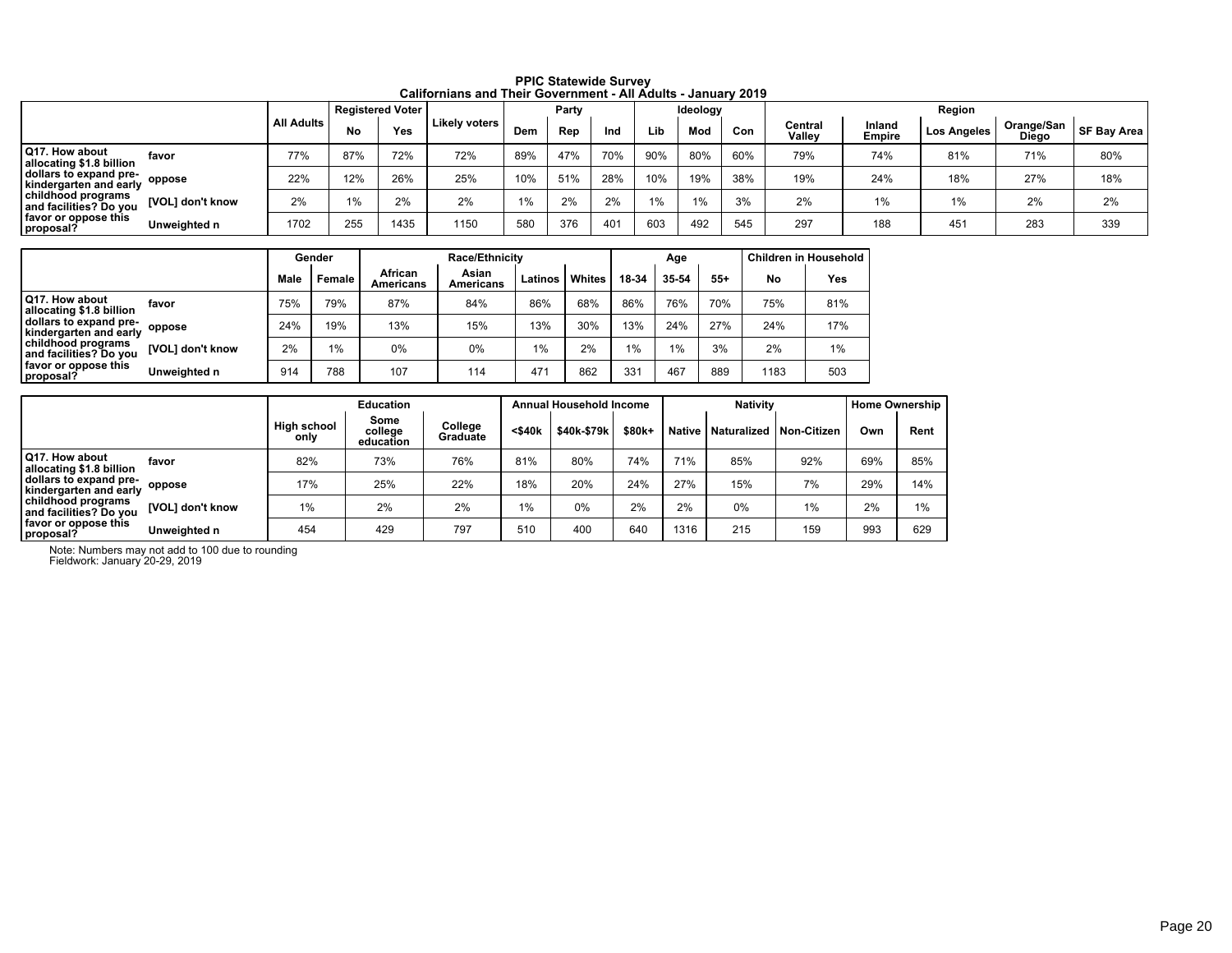**PPIC Statewide Survey**
**Californians and Their Government - All Adults - January 2019**

| | | All Adults | Registered Voter | | Likely voters | Party | | | Ideology | | | Region | | | | |
|---|---|---|---|---|---|---|---|---|---|---|---|---|---|---|---|---|
| | | | No | Yes | | Dem | Rep | Ind | Lib | Mod | Con | Central Valley | Inland Empire | Los Angeles | Orange/San Diego | SF Bay Area |
| Q17. How about allocating $1.8 billion dollars to expand pre-kindergarten and early childhood programs and facilities? Do you favor or oppose this proposal? | favor | 77% | 87% | 72% | 72% | 89% | 47% | 70% | 90% | 80% | 60% | 79% | 74% | 81% | 71% | 80% |
| | oppose | 22% | 12% | 26% | 25% | 10% | 51% | 28% | 10% | 19% | 38% | 19% | 24% | 18% | 27% | 18% |
| | [VOL] don't know | 2% | 1% | 2% | 2% | 1% | 2% | 2% | 1% | 1% | 3% | 2% | 1% | 1% | 2% | 2% |
| | Unweighted n | 1702 | 255 | 1435 | 1150 | 580 | 376 | 401 | 603 | 492 | 545 | 297 | 188 | 451 | 283 | 339 |

| | | Gender | | Race/Ethnicity | | | | Age | | | Children in Household | |
|---|---|---|---|---|---|---|---|---|---|---|---|---|
| | | Male | Female | African Americans | Asian Americans | Latinos | Whites | 18-34 | 35-54 | 55+ | No | Yes |
| Q17. How about allocating $1.8 billion dollars to expand pre-kindergarten and early childhood programs and facilities? Do you favor or oppose this proposal? | favor | 75% | 79% | 87% | 84% | 86% | 68% | 86% | 76% | 70% | 75% | 81% |
| | oppose | 24% | 19% | 13% | 15% | 13% | 30% | 13% | 24% | 27% | 24% | 17% |
| | [VOL] don't know | 2% | 1% | 0% | 0% | 1% | 2% | 1% | 1% | 3% | 2% | 1% |
| | Unweighted n | 914 | 788 | 107 | 114 | 471 | 862 | 331 | 467 | 889 | 1183 | 503 |

| | | Education | | | Annual Household Income | | | Nativity | | | Home Ownership | |
|---|---|---|---|---|---|---|---|---|---|---|---|---|
| | | High school only | Some college education | College Graduate | <$40k | $40k-$79k | $80k+ | Native | Naturalized | Non-Citizen | Own | Rent |
| Q17. How about allocating $1.8 billion dollars to expand pre-kindergarten and early childhood programs and facilities? Do you favor or oppose this proposal? | favor | 82% | 73% | 76% | 81% | 80% | 74% | 71% | 85% | 92% | 69% | 85% |
| | oppose | 17% | 25% | 22% | 18% | 20% | 24% | 27% | 15% | 7% | 29% | 14% |
| | [VOL] don't know | 1% | 2% | 2% | 1% | 0% | 2% | 2% | 0% | 1% | 2% | 1% |
| | Unweighted n | 454 | 429 | 797 | 510 | 400 | 640 | 1316 | 215 | 159 | 993 | 629 |

Note: Numbers may not add to 100 due to rounding
Fieldwork: January 20-29, 2019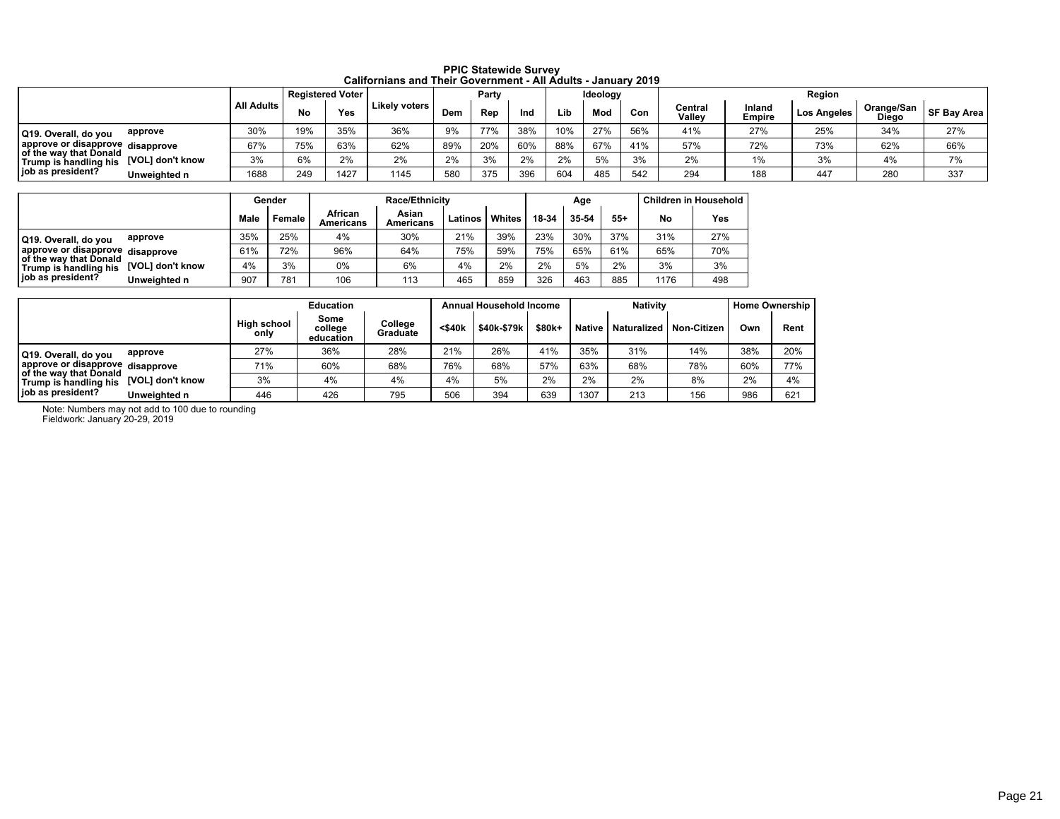**PPIC Statewide Survey**
**Californians and Their Government - All Adults - January 2019**

| | | All Adults | Registered Voter | | Likely voters | Party | | | Ideology | | | Region | | | | |
|---|---|---|---|---|---|---|---|---|---|---|---|---|---|---|---|---|
| | | | No | Yes | | Dem | Rep | Ind | Lib | Mod | Con | Central Valley | Inland Empire | Los Angeles | Orange/San Diego | SF Bay Area |
| Q19. Overall, do you approve or disapprove of the way that Donald Trump is handling his job as president? | approve | 30% | 19% | 35% | 36% | 9% | 77% | 38% | 10% | 27% | 56% | 41% | 27% | 25% | 34% | 27% |
| | disapprove | 67% | 75% | 63% | 62% | 89% | 20% | 60% | 88% | 67% | 41% | 57% | 72% | 73% | 62% | 66% |
| | [VOL] don't know | 3% | 6% | 2% | 2% | 2% | 3% | 2% | 2% | 5% | 3% | 2% | 1% | 3% | 4% | 7% |
| | Unweighted n | 1688 | 249 | 1427 | 1145 | 580 | 375 | 396 | 604 | 485 | 542 | 294 | 188 | 447 | 280 | 337 |

| | | Gender | | Race/Ethnicity | | | | Age | | | Children in Household | |
|---|---|---|---|---|---|---|---|---|---|---|---|---|
| | | Male | Female | African Americans | Asian Americans | Latinos | Whites | 18-34 | 35-54 | 55+ | No | Yes |
| Q19. Overall, do you approve or disapprove of the way that Donald Trump is handling his job as president? | approve | 35% | 25% | 4% | 30% | 21% | 39% | 23% | 30% | 37% | 31% | 27% |
| | disapprove | 61% | 72% | 96% | 64% | 75% | 59% | 75% | 65% | 61% | 65% | 70% |
| | [VOL] don't know | 4% | 3% | 0% | 6% | 4% | 2% | 2% | 5% | 2% | 3% | 3% |
| | Unweighted n | 907 | 781 | 106 | 113 | 465 | 859 | 326 | 463 | 885 | 1176 | 498 |

| | | Education | | | Annual Household Income | | | Nativity | | | Home Ownership | |
|---|---|---|---|---|---|---|---|---|---|---|---|---|
| | | High school only | Some college education | College Graduate | <$40k | $40k-$79k | $80k+ | Native | Naturalized | Non-Citizen | Own | Rent |
| Q19. Overall, do you approve or disapprove of the way that Donald Trump is handling his job as president? | approve | 27% | 36% | 28% | 21% | 26% | 41% | 35% | 31% | 14% | 38% | 20% |
| | disapprove | 71% | 60% | 68% | 76% | 68% | 57% | 63% | 68% | 78% | 60% | 77% |
| | [VOL] don't know | 3% | 4% | 4% | 4% | 5% | 2% | 2% | 2% | 8% | 2% | 4% |
| | Unweighted n | 446 | 426 | 795 | 506 | 394 | 639 | 1307 | 213 | 156 | 986 | 621 |

Note: Numbers may not add to 100 due to rounding
Fieldwork: January 20-29, 2019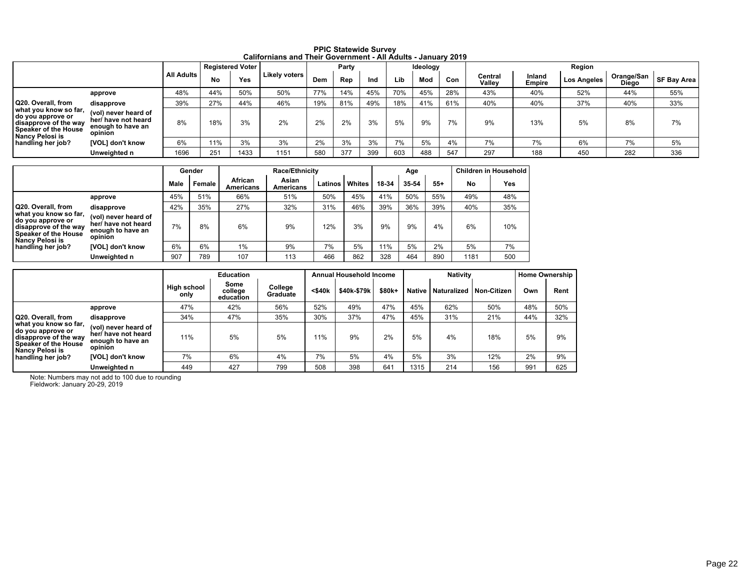**PPIC Statewide Survey**
**Californians and Their Government - All Adults - January 2019**

| | | All Adults | Registered Voter | | Likely voters | Party | | | Ideology | | | Region | | | | |
|---|---|---|---|---|---|---|---|---|---|---|---|---|---|---|---|---|
| | | | No | Yes | | Dem | Rep | Ind | Lib | Mod | Con | Central Valley | Inland Empire | Los Angeles | Orange/San Diego | SF Bay Area |
| Q20. Overall, from what you know so far, do you approve or disapprove of the way Speaker of the House Nancy Pelosi is handling her job? | approve | 48% | 44% | 50% | 50% | 77% | 14% | 45% | 70% | 45% | 28% | 43% | 40% | 52% | 44% | 55% |
| | disapprove | 39% | 27% | 44% | 46% | 19% | 81% | 49% | 18% | 41% | 61% | 40% | 40% | 37% | 40% | 33% |
| | (vol) never heard of her/ have not heard enough to have an opinion | 8% | 18% | 3% | 2% | 2% | 2% | 3% | 5% | 9% | 7% | 9% | 13% | 5% | 8% | 7% |
| | [VOL] don't know | 6% | 11% | 3% | 3% | 2% | 3% | 3% | 7% | 5% | 4% | 7% | 7% | 6% | 7% | 5% |
| | Unweighted n | 1696 | 251 | 1433 | 1151 | 580 | 377 | 399 | 603 | 488 | 547 | 297 | 188 | 450 | 282 | 336 |

| | | Gender | | Race/Ethnicity | | | | Age | | | Children in Household | |
|---|---|---|---|---|---|---|---|---|---|---|---|---|
| | | Male | Female | African Americans | Asian Americans | Latinos | Whites | 18-34 | 35-54 | 55+ | No | Yes |
| Q20. Overall, from what you know so far, do you approve or disapprove of the way Speaker of the House Nancy Pelosi is handling her job? | approve | 45% | 51% | 66% | 51% | 50% | 45% | 41% | 50% | 55% | 49% | 48% |
| | disapprove | 42% | 35% | 27% | 32% | 31% | 46% | 39% | 36% | 39% | 40% | 35% |
| | (vol) never heard of her/ have not heard enough to have an opinion | 7% | 8% | 6% | 9% | 12% | 3% | 9% | 9% | 4% | 6% | 10% |
| | [VOL] don't know | 6% | 6% | 1% | 9% | 7% | 5% | 11% | 5% | 2% | 5% | 7% |
| | Unweighted n | 907 | 789 | 107 | 113 | 466 | 862 | 328 | 464 | 890 | 1181 | 500 |

| | | Education | | | Annual Household Income | | | Nativity | | | Home Ownership | |
|---|---|---|---|---|---|---|---|---|---|---|---|---|
| | | High school only | Some college education | College Graduate | <$40k | $40k-$79k | $80k+ | Native | Naturalized | Non-Citizen | Own | Rent |
| Q20. Overall, from what you know so far, do you approve or disapprove of the way Speaker of the House Nancy Pelosi is handling her job? | approve | 47% | 42% | 56% | 52% | 49% | 47% | 45% | 62% | 50% | 48% | 50% |
| | disapprove | 34% | 47% | 35% | 30% | 37% | 47% | 45% | 31% | 21% | 44% | 32% |
| | (vol) never heard of her/ have not heard enough to have an opinion | 11% | 5% | 5% | 11% | 9% | 2% | 5% | 4% | 18% | 5% | 9% |
| | [VOL] don't know | 7% | 6% | 4% | 7% | 5% | 4% | 5% | 3% | 12% | 2% | 9% |
| | Unweighted n | 449 | 427 | 799 | 508 | 398 | 641 | 1315 | 214 | 156 | 991 | 625 |

Note: Numbers may not add to 100 due to rounding
Fieldwork: January 20-29, 2019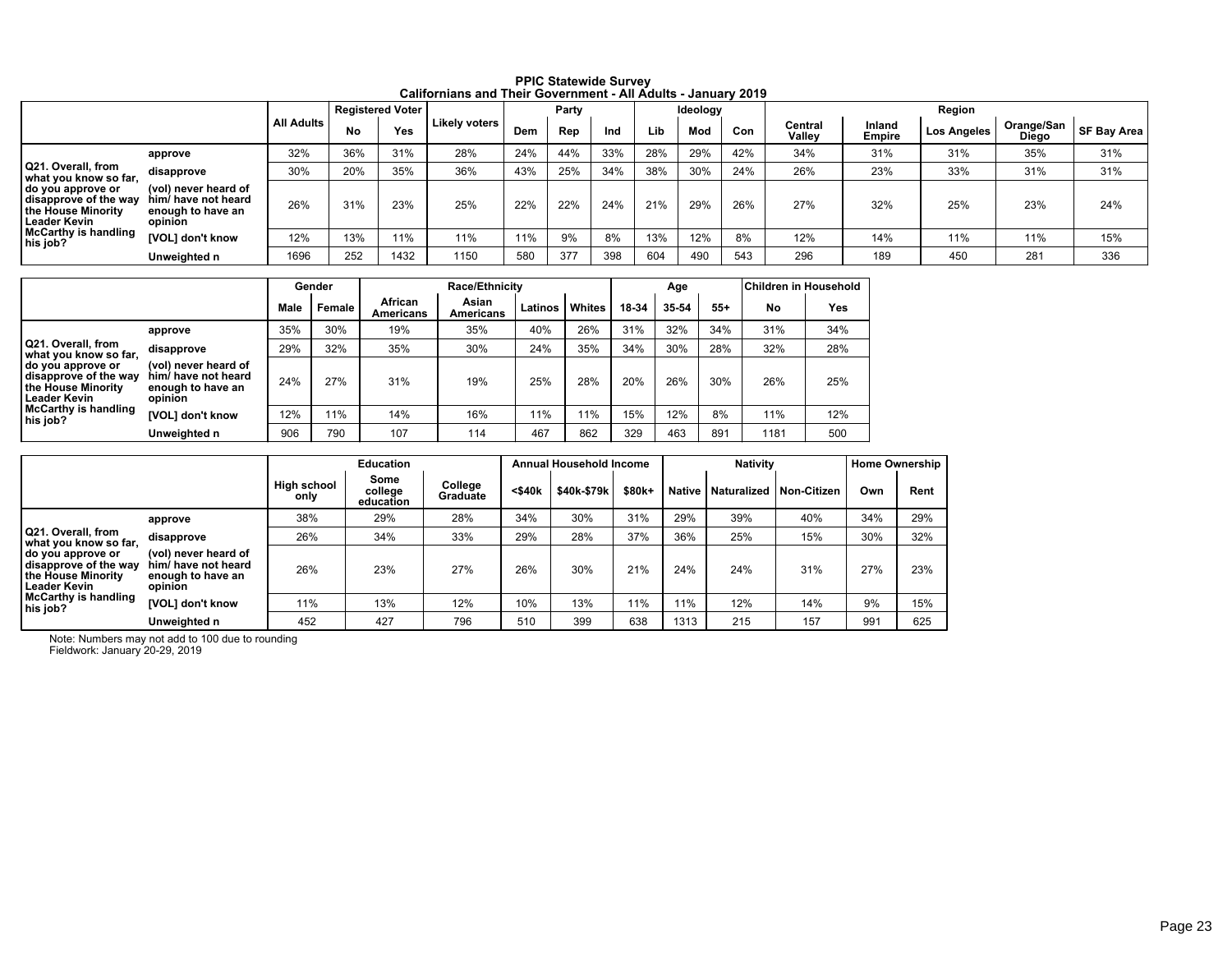**PPIC Statewide Survey**
**Californians and Their Government - All Adults - January 2019**

| | | All Adults | Registered Voter | | Likely voters | Party | | | Ideology | | | Region | | | | |
|---|---|---|---|---|---|---|---|---|---|---|---|---|---|---|---|---|
| | | | No | Yes | | Dem | Rep | Ind | Lib | Mod | Con | Central Valley | Inland Empire | Los Angeles | Orange/San Diego | SF Bay Area |
| Q21. Overall, from what you know so far, do you approve or disapprove of the way the House Minority Leader Kevin McCarthy is handling his job? | approve | 32% | 36% | 31% | 28% | 24% | 44% | 33% | 28% | 29% | 42% | 34% | 31% | 31% | 35% | 31% |
| | disapprove | 30% | 20% | 35% | 36% | 43% | 25% | 34% | 38% | 30% | 24% | 26% | 23% | 33% | 31% | 31% |
| | (vol) never heard of him/ have not heard enough to have an opinion | 26% | 31% | 23% | 25% | 22% | 22% | 24% | 21% | 29% | 26% | 27% | 32% | 25% | 23% | 24% |
| | [VOL] don't know | 12% | 13% | 11% | 11% | 11% | 9% | 8% | 13% | 12% | 8% | 12% | 14% | 11% | 11% | 15% |
| | Unweighted n | 1696 | 252 | 1432 | 1150 | 580 | 377 | 398 | 604 | 490 | 543 | 296 | 189 | 450 | 281 | 336 |

| | | Gender | | Race/Ethnicity | | | | Age | | | Children in Household | |
|---|---|---|---|---|---|---|---|---|---|---|---|---|
| | | Male | Female | African Americans | Asian Americans | Latinos | Whites | 18-34 | 35-54 | 55+ | No | Yes |
| Q21. Overall, from what you know so far, do you approve or disapprove of the way the House Minority Leader Kevin McCarthy is handling his job? | approve | 35% | 30% | 19% | 35% | 40% | 26% | 31% | 32% | 34% | 31% | 34% |
| | disapprove | 29% | 32% | 35% | 30% | 24% | 35% | 34% | 30% | 28% | 32% | 28% |
| | (vol) never heard of him/ have not heard enough to have an opinion | 24% | 27% | 31% | 19% | 25% | 28% | 20% | 26% | 30% | 26% | 25% |
| | [VOL] don't know | 12% | 11% | 14% | 16% | 11% | 11% | 15% | 12% | 8% | 11% | 12% |
| | Unweighted n | 906 | 790 | 107 | 114 | 467 | 862 | 329 | 463 | 891 | 1181 | 500 |

| | | Education | | | Annual Household Income | | | Nativity | | | Home Ownership | |
|---|---|---|---|---|---|---|---|---|---|---|---|---|
| | | High school only | Some college education | College Graduate | <$40k | $40k-$79k | $80k+ | Native | Naturalized | Non-Citizen | Own | Rent |
| Q21. Overall, from what you know so far, do you approve or disapprove of the way the House Minority Leader Kevin McCarthy is handling his job? | approve | 38% | 29% | 28% | 34% | 30% | 31% | 29% | 39% | 40% | 34% | 29% |
| | disapprove | 26% | 34% | 33% | 29% | 28% | 37% | 36% | 25% | 15% | 30% | 32% |
| | (vol) never heard of him/ have not heard enough to have an opinion | 26% | 23% | 27% | 26% | 30% | 21% | 24% | 24% | 31% | 27% | 23% |
| | [VOL] don't know | 11% | 13% | 12% | 10% | 13% | 11% | 11% | 12% | 14% | 9% | 15% |
| | Unweighted n | 452 | 427 | 796 | 510 | 399 | 638 | 1313 | 215 | 157 | 991 | 625 |

Note: Numbers may not add to 100 due to rounding
Fieldwork: January 20-29, 2019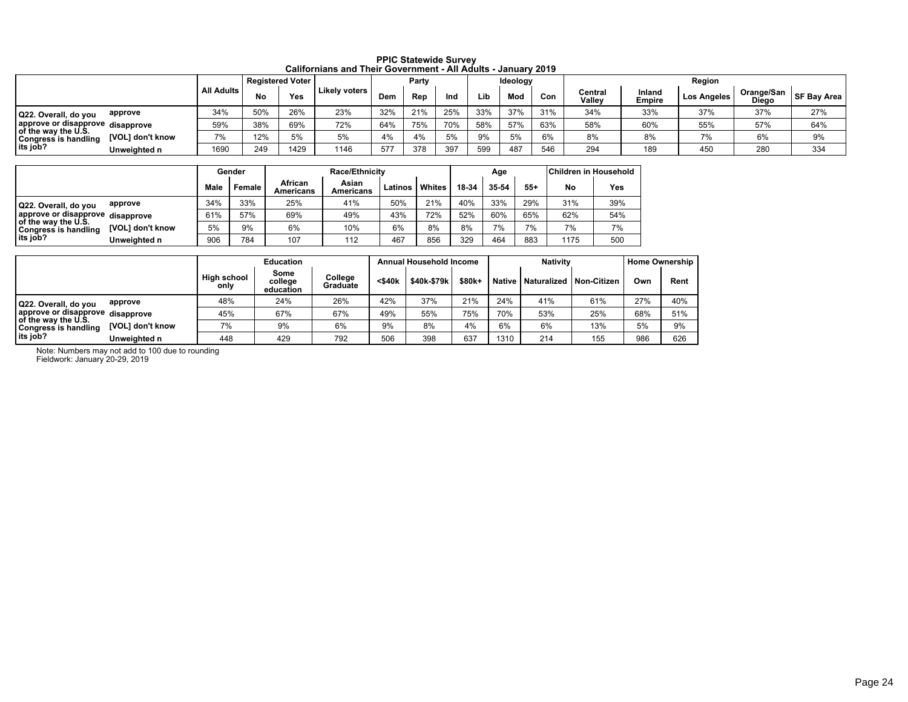**PPIC Statewide Survey**
**Californians and Their Government - All Adults - January 2019**

| | | All Adults | Registered Voter | | Likely voters | Party | | | Ideology | | | Region | | | | |
|---|---|---|---|---|---|---|---|---|---|---|---|---|---|---|---|---|
| | | | No | Yes | | Dem | Rep | Ind | Lib | Mod | Con | Central Valley | Inland Empire | Los Angeles | Orange/San Diego | SF Bay Area |
| Q22. Overall, do you approve or disapprove of the way the U.S. Congress is handling its job? | approve | 34% | 50% | 26% | 23% | 32% | 21% | 25% | 33% | 37% | 31% | 34% | 33% | 37% | 37% | 27% |
| | disapprove | 59% | 38% | 69% | 72% | 64% | 75% | 70% | 58% | 57% | 63% | 58% | 60% | 55% | 57% | 64% |
| | [VOL] don't know | 7% | 12% | 5% | 5% | 4% | 4% | 5% | 9% | 5% | 6% | 8% | 8% | 7% | 6% | 9% |
| | Unweighted n | 1690 | 249 | 1429 | 1146 | 577 | 378 | 397 | 599 | 487 | 546 | 294 | 189 | 450 | 280 | 334 |

| | | Gender | | Race/Ethnicity | | | | Age | | | Children in Household | |
|---|---|---|---|---|---|---|---|---|---|---|---|---|
| | | Male | Female | African Americans | Asian Americans | Latinos | Whites | 18-34 | 35-54 | 55+ | No | Yes |
| Q22. Overall, do you approve or disapprove of the way the U.S. Congress is handling its job? | approve | 34% | 33% | 25% | 41% | 50% | 21% | 40% | 33% | 29% | 31% | 39% |
| | disapprove | 61% | 57% | 69% | 49% | 43% | 72% | 52% | 60% | 65% | 62% | 54% |
| | [VOL] don't know | 5% | 9% | 6% | 10% | 6% | 8% | 8% | 7% | 7% | 7% | 7% |
| | Unweighted n | 906 | 784 | 107 | 112 | 467 | 856 | 329 | 464 | 883 | 1175 | 500 |

| | | Education | | | Annual Household Income | | | Nativity | | | Home Ownership | |
|---|---|---|---|---|---|---|---|---|---|---|---|---|
| | | High school only | Some college education | College Graduate | <$40k | $40k-$79k | $80k+ | Native | Naturalized | Non-Citizen | Own | Rent |
| Q22. Overall, do you approve or disapprove of the way the U.S. Congress is handling its job? | approve | 48% | 24% | 26% | 42% | 37% | 21% | 24% | 41% | 61% | 27% | 40% |
| | disapprove | 45% | 67% | 67% | 49% | 55% | 75% | 70% | 53% | 25% | 68% | 51% |
| | [VOL] don't know | 7% | 9% | 6% | 9% | 8% | 4% | 6% | 6% | 13% | 5% | 9% |
| | Unweighted n | 448 | 429 | 792 | 506 | 398 | 637 | 1310 | 214 | 155 | 986 | 626 |

Note: Numbers may not add to 100 due to rounding
Fieldwork: January 20-29, 2019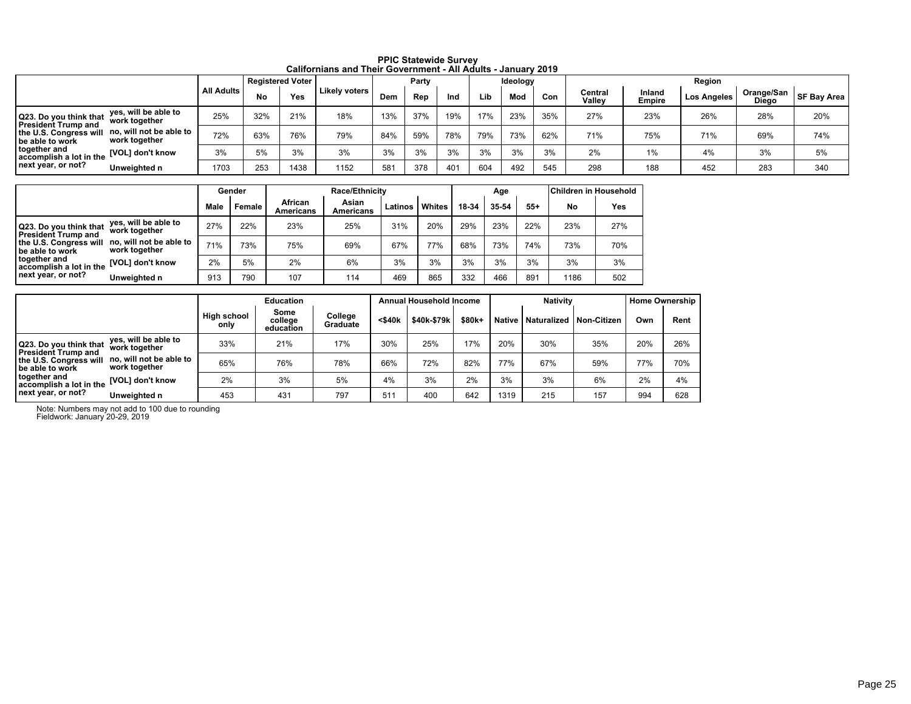**PPIC Statewide Survey**
**Californians and Their Government - All Adults - January 2019**

| | | All Adults | Registered Voter | | Likely voters | Party | | | Ideology | | | Region | | | | |
|---|---|---|---|---|---|---|---|---|---|---|---|---|---|---|---|---|
| | | | No | Yes | | Dem | Rep | Ind | Lib | Mod | Con | Central Valley | Inland Empire | Los Angeles | Orange/San Diego | SF Bay Area |
| Q23. Do you think that President Trump and the U.S. Congress will be able to work together and accomplish a lot in the next year, or not? | yes, will be able to work together | 25% | 32% | 21% | 18% | 13% | 37% | 19% | 17% | 23% | 35% | 27% | 23% | 26% | 28% | 20% |
| | no, will not be able to work together | 72% | 63% | 76% | 79% | 84% | 59% | 78% | 79% | 73% | 62% | 71% | 75% | 71% | 69% | 74% |
| | [VOL] don't know | 3% | 5% | 3% | 3% | 3% | 3% | 3% | 3% | 3% | 3% | 2% | 1% | 4% | 3% | 5% |
| | Unweighted n | 1703 | 253 | 1438 | 1152 | 581 | 378 | 401 | 604 | 492 | 545 | 298 | 188 | 452 | 283 | 340 |

| | | Gender | | Race/Ethnicity | | | | Age | | | Children in Household | |
|---|---|---|---|---|---|---|---|---|---|---|---|---|
| | | Male | Female | African Americans | Asian Americans | Latinos | Whites | 18-34 | 35-54 | 55+ | No | Yes |
| Q23. Do you think that President Trump and the U.S. Congress will be able to work together and accomplish a lot in the next year, or not? | yes, will be able to work together | 27% | 22% | 23% | 25% | 31% | 20% | 29% | 23% | 22% | 23% | 27% |
| | no, will not be able to work together | 71% | 73% | 75% | 69% | 67% | 77% | 68% | 73% | 74% | 73% | 70% |
| | [VOL] don't know | 2% | 5% | 2% | 6% | 3% | 3% | 3% | 3% | 3% | 3% | 3% |
| | Unweighted n | 913 | 790 | 107 | 114 | 469 | 865 | 332 | 466 | 891 | 1186 | 502 |

| | | Education | | | Annual Household Income | | | Nativity | | | Home Ownership | |
|---|---|---|---|---|---|---|---|---|---|---|---|---|
| | | High school only | Some college education | College Graduate | <$40k | $40k-$79k | $80k+ | Native | Naturalized | Non-Citizen | Own | Rent |
| Q23. Do you think that President Trump and the U.S. Congress will be able to work together and accomplish a lot in the next year, or not? | yes, will be able to work together | 33% | 21% | 17% | 30% | 25% | 17% | 20% | 30% | 35% | 20% | 26% |
| | no, will not be able to work together | 65% | 76% | 78% | 66% | 72% | 82% | 77% | 67% | 59% | 77% | 70% |
| | [VOL] don't know | 2% | 3% | 5% | 4% | 3% | 2% | 3% | 3% | 6% | 2% | 4% |
| | Unweighted n | 453 | 431 | 797 | 511 | 400 | 642 | 1319 | 215 | 157 | 994 | 628 |

Note: Numbers may not add to 100 due to rounding
Fieldwork: January 20-29, 2019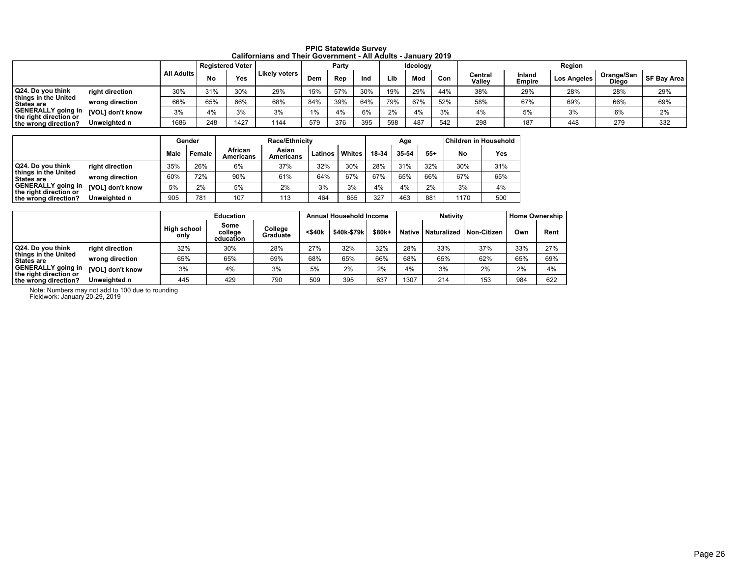**PPIC Statewide Survey**
**Californians and Their Government - All Adults - January 2019**

| | | All Adults | Registered Voter | | Likely voters | Party | | | Ideology | | | Region | | | | |
|---|---|---|---|---|---|---|---|---|---|---|---|---|---|---|---|---|
| | | | No | Yes | | Dem | Rep | Ind | Lib | Mod | Con | Central Valley | Inland Empire | Los Angeles | Orange/San Diego | SF Bay Area |
| Q24. Do you think things in the United States are GENERALLY going in the right direction or the wrong direction? | right direction | 30% | 31% | 30% | 29% | 15% | 57% | 30% | 19% | 29% | 44% | 38% | 29% | 28% | 28% | 29% |
| | wrong direction | 66% | 65% | 66% | 68% | 84% | 39% | 64% | 79% | 67% | 52% | 58% | 67% | 69% | 66% | 69% |
| | [VOL] don't know | 3% | 4% | 3% | 3% | 1% | 4% | 6% | 2% | 4% | 3% | 4% | 5% | 3% | 6% | 2% |
| | Unweighted n | 1686 | 248 | 1427 | 1144 | 579 | 376 | 395 | 598 | 487 | 542 | 298 | 187 | 448 | 279 | 332 |

| | | Gender | | Race/Ethnicity | | | | Age | | | Children in Household | |
|---|---|---|---|---|---|---|---|---|---|---|---|---|
| | | Male | Female | African Americans | Asian Americans | Latinos | Whites | 18-34 | 35-54 | 55+ | No | Yes |
| Q24. Do you think things in the United States are GENERALLY going in the right direction or the wrong direction? | right direction | 35% | 26% | 6% | 37% | 32% | 30% | 28% | 31% | 32% | 30% | 31% |
| | wrong direction | 60% | 72% | 90% | 61% | 64% | 67% | 67% | 65% | 66% | 67% | 65% |
| | [VOL] don't know | 5% | 2% | 5% | 2% | 3% | 3% | 4% | 4% | 2% | 3% | 4% |
| | Unweighted n | 905 | 781 | 107 | 113 | 464 | 855 | 327 | 463 | 881 | 1170 | 500 |

| | | Education | | | Annual Household Income | | | Nativity | | | Home Ownership | |
|---|---|---|---|---|---|---|---|---|---|---|---|---|
| | | High school only | Some college education | College Graduate | <$40k | $40k-$79k | $80k+ | Native | Naturalized | Non-Citizen | Own | Rent |
| Q24. Do you think things in the United States are GENERALLY going in the right direction or the wrong direction? | right direction | 32% | 30% | 28% | 27% | 32% | 32% | 28% | 33% | 37% | 33% | 27% |
| | wrong direction | 65% | 65% | 69% | 68% | 65% | 66% | 68% | 65% | 62% | 65% | 69% |
| | [VOL] don't know | 3% | 4% | 3% | 5% | 2% | 2% | 4% | 3% | 2% | 2% | 4% |
| | Unweighted n | 445 | 429 | 790 | 509 | 395 | 637 | 1307 | 214 | 153 | 984 | 622 |

Note: Numbers may not add to 100 due to rounding
Fieldwork: January 20-29, 2019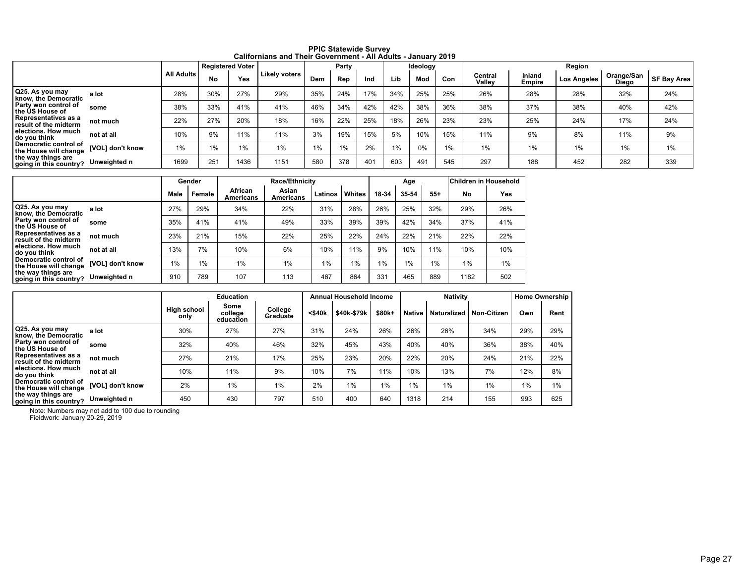**PPIC Statewide Survey**
**Californians and Their Government - All Adults - January 2019**

| | | All Adults | Registered Voter | | Likely voters | Party | | | Ideology | | | Region | | | | |
|---|---|---|---|---|---|---|---|---|---|---|---|---|---|---|---|---|
| | | | No | Yes | | Dem | Rep | Ind | Lib | Mod | Con | Central Valley | Inland Empire | Los Angeles | Orange/San Diego | SF Bay Area |
| Q25. As you may know, the Democratic Party won control of the US House of Representatives as a result of the midterm elections. How much do you think Democratic control of the House will change the way things are going in this country? | a lot | 28% | 30% | 27% | 29% | 35% | 24% | 17% | 34% | 25% | 25% | 26% | 28% | 28% | 32% | 24% |
| | some | 38% | 33% | 41% | 41% | 46% | 34% | 42% | 42% | 38% | 36% | 38% | 37% | 38% | 40% | 42% |
| | not much | 22% | 27% | 20% | 18% | 16% | 22% | 25% | 18% | 26% | 23% | 23% | 25% | 24% | 17% | 24% |
| | not at all | 10% | 9% | 11% | 11% | 3% | 19% | 15% | 5% | 10% | 15% | 11% | 9% | 8% | 11% | 9% |
| | [VOL] don't know | 1% | 1% | 1% | 1% | 1% | 1% | 2% | 1% | 0% | 1% | 1% | 1% | 1% | 1% | 1% |
| | Unweighted n | 1699 | 251 | 1436 | 1151 | 580 | 378 | 401 | 603 | 491 | 545 | 297 | 188 | 452 | 282 | 339 |

| | | Gender | | Race/Ethnicity | | | | Age | | | Children in Household | |
|---|---|---|---|---|---|---|---|---|---|---|---|---|
| | | Male | Female | African Americans | Asian Americans | Latinos | Whites | 18-34 | 35-54 | 55+ | No | Yes |
| Q25. As you may know, the Democratic Party won control of the US House of Representatives as a result of the midterm elections. How much do you think Democratic control of the House will change the way things are going in this country? | a lot | 27% | 29% | 34% | 22% | 31% | 28% | 26% | 25% | 32% | 29% | 26% |
| | some | 35% | 41% | 41% | 49% | 33% | 39% | 39% | 42% | 34% | 37% | 41% |
| | not much | 23% | 21% | 15% | 22% | 25% | 22% | 24% | 22% | 21% | 22% | 22% |
| | not at all | 13% | 7% | 10% | 6% | 10% | 11% | 9% | 10% | 11% | 10% | 10% |
| | [VOL] don't know | 1% | 1% | 1% | 1% | 1% | 1% | 1% | 1% | 1% | 1% | 1% |
| | Unweighted n | 910 | 789 | 107 | 113 | 467 | 864 | 331 | 465 | 889 | 1182 | 502 |

| | | Education | | | Annual Household Income | | | Nativity | | | Home Ownership | |
|---|---|---|---|---|---|---|---|---|---|---|---|---|
| | | High school only | Some college education | College Graduate | <$40k | $40k-$79k | $80k+ | Native | Naturalized | Non-Citizen | Own | Rent |
| Q25. As you may know, the Democratic Party won control of the US House of Representatives as a result of the midterm elections. How much do you think Democratic control of the House will change the way things are going in this country? | a lot | 30% | 27% | 27% | 31% | 24% | 26% | 26% | 26% | 34% | 29% | 29% |
| | some | 32% | 40% | 46% | 32% | 45% | 43% | 40% | 40% | 36% | 38% | 40% |
| | not much | 27% | 21% | 17% | 25% | 23% | 20% | 22% | 20% | 24% | 21% | 22% |
| | not at all | 10% | 11% | 9% | 10% | 7% | 11% | 10% | 13% | 7% | 12% | 8% |
| | [VOL] don't know | 2% | 1% | 1% | 2% | 1% | 1% | 1% | 1% | 1% | 1% | 1% |
| | Unweighted n | 450 | 430 | 797 | 510 | 400 | 640 | 1318 | 214 | 155 | 993 | 625 |

Note: Numbers may not add to 100 due to rounding
Fieldwork: January 20-29, 2019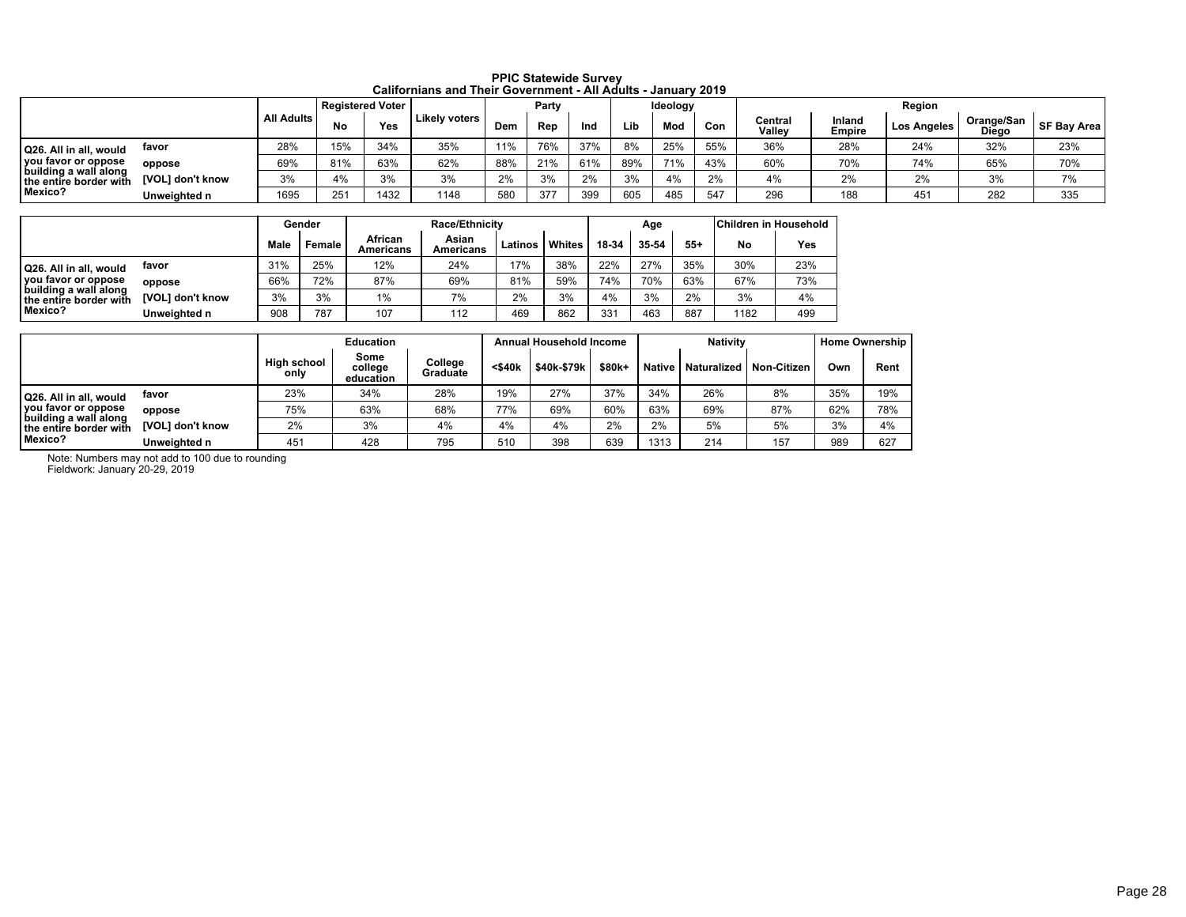**PPIC Statewide Survey**
**Californians and Their Government - All Adults - January 2019**

| | | All Adults | Registered Voter | | Likely voters | Party | | | Ideology | | | Region | | | | |
|---|---|---|---|---|---|---|---|---|---|---|---|---|---|---|---|---|
| | | | No | Yes | | Dem | Rep | Ind | Lib | Mod | Con | Central Valley | Inland Empire | Los Angeles | Orange/San Diego | SF Bay Area |
| Q26. All in all, would you favor or oppose building a wall along the entire border with Mexico? | favor | 28% | 15% | 34% | 35% | 11% | 76% | 37% | 8% | 25% | 55% | 36% | 28% | 24% | 32% | 23% |
| | oppose | 69% | 81% | 63% | 62% | 88% | 21% | 61% | 89% | 71% | 43% | 60% | 70% | 74% | 65% | 70% |
| | [VOL] don't know | 3% | 4% | 3% | 3% | 2% | 3% | 2% | 3% | 4% | 2% | 4% | 2% | 2% | 3% | 7% |
| | Unweighted n | 1695 | 251 | 1432 | 1148 | 580 | 377 | 399 | 605 | 485 | 547 | 296 | 188 | 451 | 282 | 335 |

| | | Gender | | Race/Ethnicity | | | | Age | | | Children in Household | |
|---|---|---|---|---|---|---|---|---|---|---|---|---|
| | | Male | Female | African Americans | Asian Americans | Latinos | Whites | 18-34 | 35-54 | 55+ | No | Yes |
| Q26. All in all, would you favor or oppose building a wall along the entire border with Mexico? | favor | 31% | 25% | 12% | 24% | 17% | 38% | 22% | 27% | 35% | 30% | 23% |
| | oppose | 66% | 72% | 87% | 69% | 81% | 59% | 74% | 70% | 63% | 67% | 73% |
| | [VOL] don't know | 3% | 3% | 1% | 7% | 2% | 3% | 4% | 3% | 2% | 3% | 4% |
| | Unweighted n | 908 | 787 | 107 | 112 | 469 | 862 | 331 | 463 | 887 | 1182 | 499 |

| | | Education | | | Annual Household Income | | | Nativity | | | Home Ownership | |
|---|---|---|---|---|---|---|---|---|---|---|---|---|
| | | High school only | Some college education | College Graduate | <$40k | $40k-$79k | $80k+ | Native | Naturalized | Non-Citizen | Own | Rent |
| Q26. All in all, would you favor or oppose building a wall along the entire border with Mexico? | favor | 23% | 34% | 28% | 19% | 27% | 37% | 34% | 26% | 8% | 35% | 19% |
| | oppose | 75% | 63% | 68% | 77% | 69% | 60% | 63% | 69% | 87% | 62% | 78% |
| | [VOL] don't know | 2% | 3% | 4% | 4% | 4% | 2% | 2% | 5% | 5% | 3% | 4% |
| | Unweighted n | 451 | 428 | 795 | 510 | 398 | 639 | 1313 | 214 | 157 | 989 | 627 |

Note: Numbers may not add to 100 due to rounding
Fieldwork: January 20-29, 2019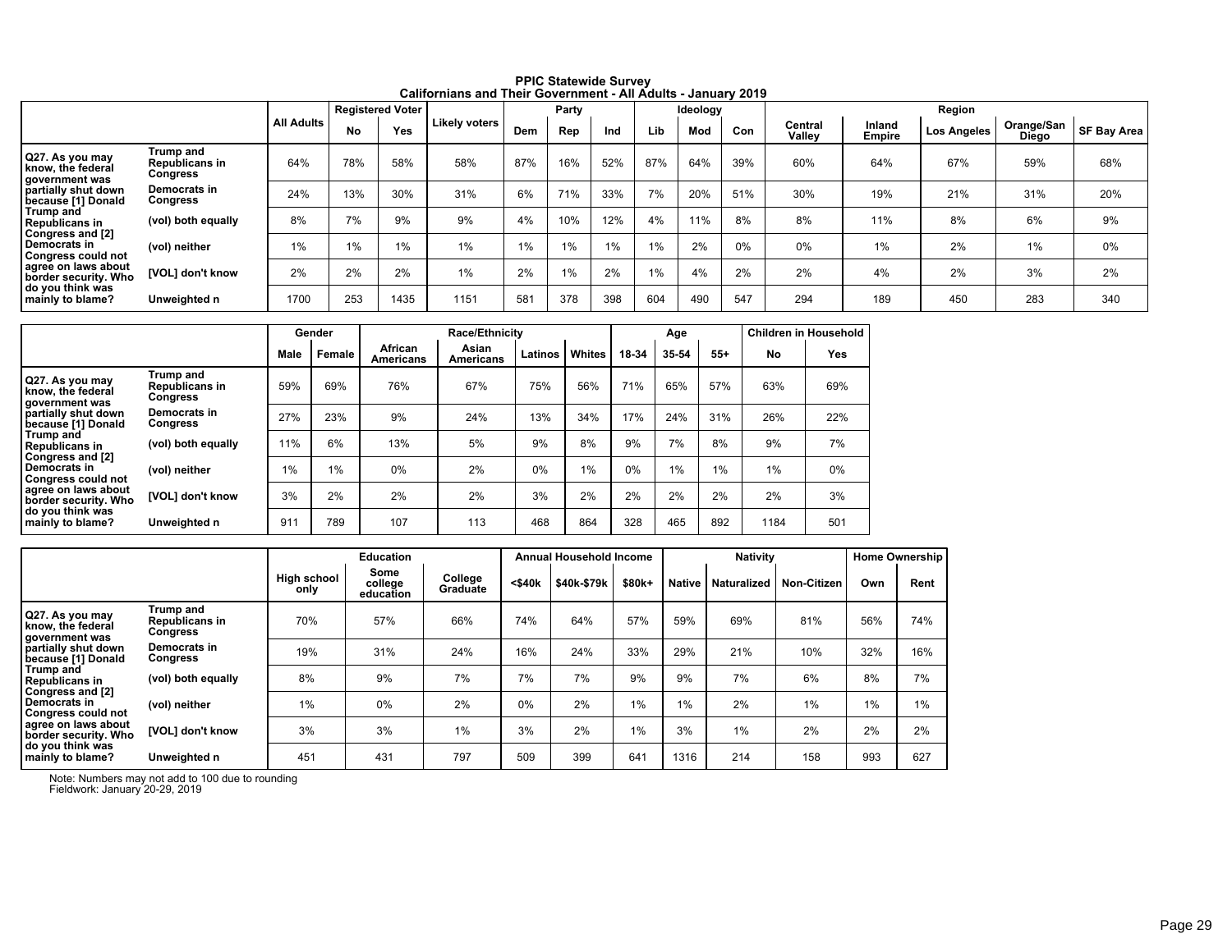**PPIC Statewide Survey**
**Californians and Their Government - All Adults - January 2019**

| | | All Adults | Registered Voter | | Likely voters | Party | | | Ideology | | | Region | | | | |
|---|---|---|---|---|---|---|---|---|---|---|---|---|---|---|---|---|
| | | | No | Yes | | Dem | Rep | Ind | Lib | Mod | Con | Central Valley | Inland Empire | Los Angeles | Orange/San Diego | SF Bay Area |
| Q27. As you may know, the federal government was partially shut down because [1] Donald Trump and Republicans in Congress and [2] Democrats in Congress could not agree on laws about border security. Who do you think was mainly to blame? | Trump and Republicans in Congress | 64% | 78% | 58% | 58% | 87% | 16% | 52% | 87% | 64% | 39% | 60% | 64% | 67% | 59% | 68% |
| | Democrats in Congress | 24% | 13% | 30% | 31% | 6% | 71% | 33% | 7% | 20% | 51% | 30% | 19% | 21% | 31% | 20% |
| | (vol) both equally | 8% | 7% | 9% | 9% | 4% | 10% | 12% | 4% | 11% | 8% | 8% | 11% | 8% | 6% | 9% |
| | (vol) neither | 1% | 1% | 1% | 1% | 1% | 1% | 1% | 1% | 2% | 0% | 0% | 1% | 2% | 1% | 0% |
| | [VOL] don't know | 2% | 2% | 2% | 1% | 2% | 1% | 2% | 1% | 4% | 2% | 2% | 4% | 2% | 3% | 2% |
| | Unweighted n | 1700 | 253 | 1435 | 1151 | 581 | 378 | 398 | 604 | 490 | 547 | 294 | 189 | 450 | 283 | 340 |

| | | Gender | | Race/Ethnicity | | | | Age | | | Children in Household | |
|---|---|---|---|---|---|---|---|---|---|---|---|---|
| | | Male | Female | African Americans | Asian Americans | Latinos | Whites | 18-34 | 35-54 | 55+ | No | Yes |
| Q27. As you may know, the federal government was partially shut down because [1] Donald Trump and Republicans in Congress and [2] Democrats in Congress could not agree on laws about border security. Who do you think was mainly to blame? | Trump and Republicans in Congress | 59% | 69% | 76% | 67% | 75% | 56% | 71% | 65% | 57% | 63% | 69% |
| | Democrats in Congress | 27% | 23% | 9% | 24% | 13% | 34% | 17% | 24% | 31% | 26% | 22% |
| | (vol) both equally | 11% | 6% | 13% | 5% | 9% | 8% | 9% | 7% | 8% | 9% | 7% |
| | (vol) neither | 1% | 1% | 0% | 2% | 0% | 1% | 0% | 1% | 1% | 1% | 0% |
| | [VOL] don't know | 3% | 2% | 2% | 2% | 3% | 2% | 2% | 2% | 2% | 2% | 3% |
| | Unweighted n | 911 | 789 | 107 | 113 | 468 | 864 | 328 | 465 | 892 | 1184 | 501 |

| | | Education | | | Annual Household Income | | | Nativity | | | Home Ownership | |
|---|---|---|---|---|---|---|---|---|---|---|---|---|
| | | High school only | Some college education | College Graduate | <$40k | $40k-$79k | $80k+ | Native | Naturalized | Non-Citizen | Own | Rent |
| Q27. As you may know, the federal government was partially shut down because [1] Donald Trump and Republicans in Congress and [2] Democrats in Congress could not agree on laws about border security. Who do you think was mainly to blame? | Trump and Republicans in Congress | 70% | 57% | 66% | 74% | 64% | 57% | 59% | 69% | 81% | 56% | 74% |
| | Democrats in Congress | 19% | 31% | 24% | 16% | 24% | 33% | 29% | 21% | 10% | 32% | 16% |
| | (vol) both equally | 8% | 9% | 7% | 7% | 7% | 9% | 9% | 7% | 6% | 8% | 7% |
| | (vol) neither | 1% | 0% | 2% | 0% | 2% | 1% | 1% | 2% | 1% | 1% | 1% |
| | [VOL] don't know | 3% | 3% | 1% | 3% | 2% | 1% | 3% | 1% | 2% | 2% | 2% |
| | Unweighted n | 451 | 431 | 797 | 509 | 399 | 641 | 1316 | 214 | 158 | 993 | 627 |

Note: Numbers may not add to 100 due to rounding
Fieldwork: January 20-29, 2019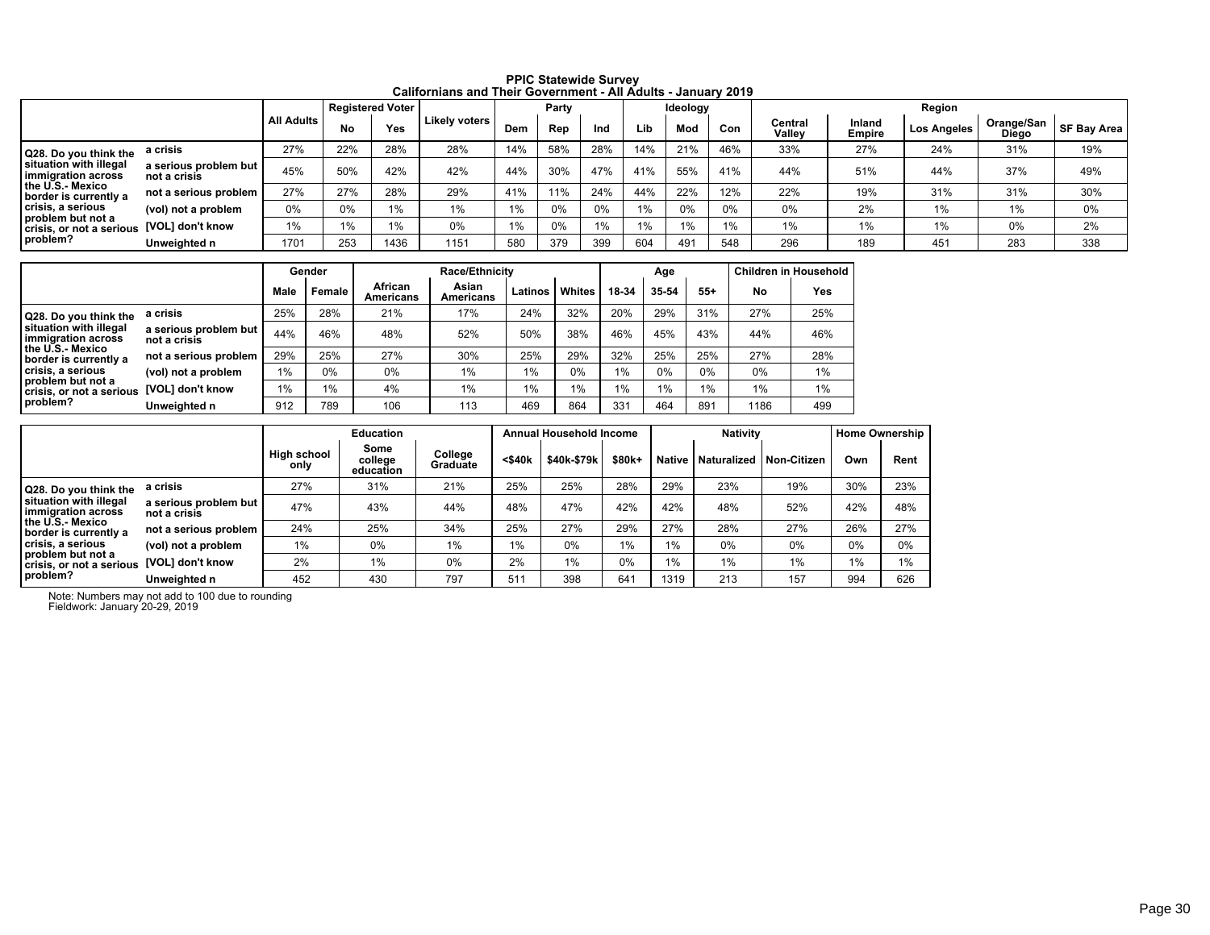**PPIC Statewide Survey**
**Californians and Their Government - All Adults - January 2019**

| | | All Adults | Registered Voter | | Likely voters | Party | | | Ideology | | | Region | | | | |
|---|---|---|---|---|---|---|---|---|---|---|---|---|---|---|---|---|
| | | | No | Yes | | Dem | Rep | Ind | Lib | Mod | Con | Central Valley | Inland Empire | Los Angeles | Orange/San Diego | SF Bay Area |
| Q28. Do you think the situation with illegal immigration across the U.S.- Mexico border is currently a crisis, a serious problem but not a crisis, or not a serious problem? | a crisis | 27% | 22% | 28% | 28% | 14% | 58% | 28% | 14% | 21% | 46% | 33% | 27% | 24% | 31% | 19% |
| | a serious problem but not a crisis | 45% | 50% | 42% | 42% | 44% | 30% | 47% | 41% | 55% | 41% | 44% | 51% | 44% | 37% | 49% |
| | not a serious problem | 27% | 27% | 28% | 29% | 41% | 11% | 24% | 44% | 22% | 12% | 22% | 19% | 31% | 31% | 30% |
| | (vol) not a problem | 0% | 0% | 1% | 1% | 1% | 0% | 0% | 1% | 0% | 0% | 0% | 2% | 1% | 1% | 0% |
| | [VOL] don't know | 1% | 1% | 1% | 0% | 1% | 0% | 1% | 1% | 1% | 1% | 1% | 1% | 1% | 0% | 2% |
| | Unweighted n | 1701 | 253 | 1436 | 1151 | 580 | 379 | 399 | 604 | 491 | 548 | 296 | 189 | 451 | 283 | 338 |

| | | Gender | | Race/Ethnicity | | | | Age | | | Children in Household | |
|---|---|---|---|---|---|---|---|---|---|---|---|---|
| | | Male | Female | African Americans | Asian Americans | Latinos | Whites | 18-34 | 35-54 | 55+ | No | Yes |
| Q28. Do you think the situation with illegal immigration across the U.S.- Mexico border is currently a crisis, a serious problem but not a crisis, or not a serious problem? | a crisis | 25% | 28% | 21% | 17% | 24% | 32% | 20% | 29% | 31% | 27% | 25% |
| | a serious problem but not a crisis | 44% | 46% | 48% | 52% | 50% | 38% | 46% | 45% | 43% | 44% | 46% |
| | not a serious problem | 29% | 25% | 27% | 30% | 25% | 29% | 32% | 25% | 25% | 27% | 28% |
| | (vol) not a problem | 1% | 0% | 0% | 1% | 1% | 0% | 1% | 0% | 0% | 0% | 1% |
| | [VOL] don't know | 1% | 1% | 4% | 1% | 1% | 1% | 1% | 1% | 1% | 1% | 1% |
| | Unweighted n | 912 | 789 | 106 | 113 | 469 | 864 | 331 | 464 | 891 | 1186 | 499 |

| | | Education | | | Annual Household Income | | | Nativity | | | Home Ownership | |
|---|---|---|---|---|---|---|---|---|---|---|---|---|
| | | High school only | Some college education | College Graduate | <$40k | $40k-$79k | $80k+ | Native | Naturalized | Non-Citizen | Own | Rent |
| Q28. Do you think the situation with illegal immigration across the U.S.- Mexico border is currently a crisis, a serious problem but not a crisis, or not a serious problem? | a crisis | 27% | 31% | 21% | 25% | 25% | 28% | 29% | 23% | 19% | 30% | 23% |
| | a serious problem but not a crisis | 47% | 43% | 44% | 48% | 47% | 42% | 42% | 48% | 52% | 42% | 48% |
| | not a serious problem | 24% | 25% | 34% | 25% | 27% | 29% | 27% | 28% | 27% | 26% | 27% |
| | (vol) not a problem | 1% | 0% | 1% | 1% | 0% | 1% | 1% | 0% | 0% | 0% | 0% |
| | [VOL] don't know | 2% | 1% | 0% | 2% | 1% | 0% | 1% | 1% | 1% | 1% | 1% |
| | Unweighted n | 452 | 430 | 797 | 511 | 398 | 641 | 1319 | 213 | 157 | 994 | 626 |

Note: Numbers may not add to 100 due to rounding
Fieldwork: January 20-29, 2019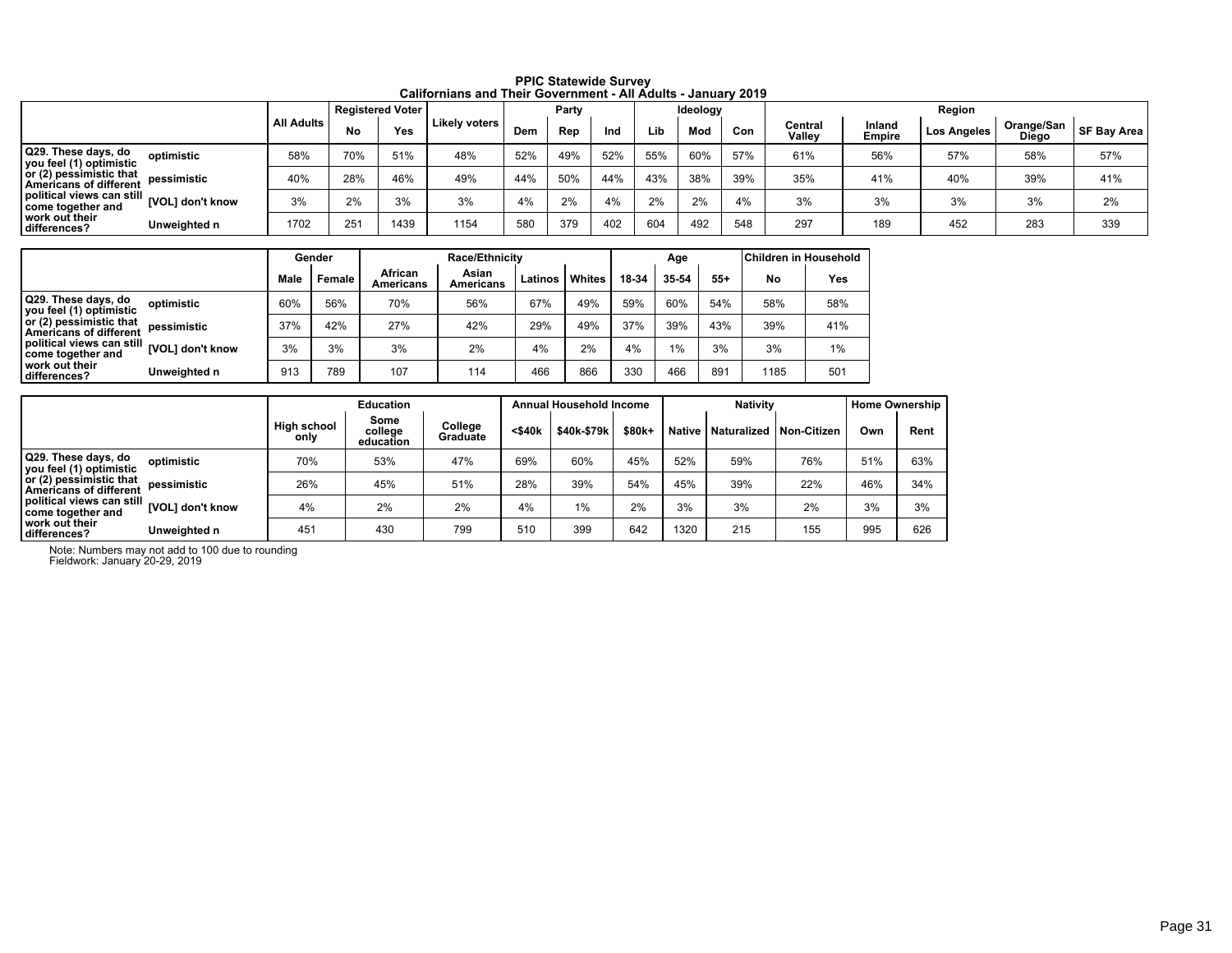**PPIC Statewide Survey**
**Californians and Their Government - All Adults - January 2019**

| | | All Adults | Registered Voter | | Likely voters | Party | | | Ideology | | | Region | | | | |
|---|---|---|---|---|---|---|---|---|---|---|---|---|---|---|---|---|
| | | | No | Yes | | Dem | Rep | Ind | Lib | Mod | Con | Central Valley | Inland Empire | Los Angeles | Orange/San Diego | SF Bay Area |
| Q29. These days, do you feel (1) optimistic or (2) pessimistic that Americans of different political views can still come together and work out their differences? | optimistic | 58% | 70% | 51% | 48% | 52% | 49% | 52% | 55% | 60% | 57% | 61% | 56% | 57% | 58% | 57% |
| | pessimistic | 40% | 28% | 46% | 49% | 44% | 50% | 44% | 43% | 38% | 39% | 35% | 41% | 40% | 39% | 41% |
| | [VOL] don't know | 3% | 2% | 3% | 3% | 4% | 2% | 4% | 2% | 2% | 4% | 3% | 3% | 3% | 3% | 2% |
| | Unweighted n | 1702 | 251 | 1439 | 1154 | 580 | 379 | 402 | 604 | 492 | 548 | 297 | 189 | 452 | 283 | 339 |

| | | Gender | | Race/Ethnicity | | | | Age | | | Children in Household | |
|---|---|---|---|---|---|---|---|---|---|---|---|---|
| | | Male | Female | African Americans | Asian Americans | Latinos | Whites | 18-34 | 35-54 | 55+ | No | Yes |
| Q29. These days, do you feel (1) optimistic or (2) pessimistic that Americans of different political views can still come together and work out their differences? | optimistic | 60% | 56% | 70% | 56% | 67% | 49% | 59% | 60% | 54% | 58% | 58% |
| | pessimistic | 37% | 42% | 27% | 42% | 29% | 49% | 37% | 39% | 43% | 39% | 41% |
| | [VOL] don't know | 3% | 3% | 3% | 2% | 4% | 2% | 4% | 1% | 3% | 3% | 1% |
| | Unweighted n | 913 | 789 | 107 | 114 | 466 | 866 | 330 | 466 | 891 | 1185 | 501 |

| | | Education | | | Annual Household Income | | | Nativity | | | Home Ownership | |
|---|---|---|---|---|---|---|---|---|---|---|---|---|
| | | High school only | Some college education | College Graduate | <$40k | $40k-$79k | $80k+ | Native | Naturalized | Non-Citizen | Own | Rent |
| Q29. These days, do you feel (1) optimistic or (2) pessimistic that Americans of different political views can still come together and work out their differences? | optimistic | 70% | 53% | 47% | 69% | 60% | 45% | 52% | 59% | 76% | 51% | 63% |
| | pessimistic | 26% | 45% | 51% | 28% | 39% | 54% | 45% | 39% | 22% | 46% | 34% |
| | [VOL] don't know | 4% | 2% | 2% | 4% | 1% | 2% | 3% | 3% | 2% | 3% | 3% |
| | Unweighted n | 451 | 430 | 799 | 510 | 399 | 642 | 1320 | 215 | 155 | 995 | 626 |

Note: Numbers may not add to 100 due to rounding
Fieldwork: January 20-29, 2019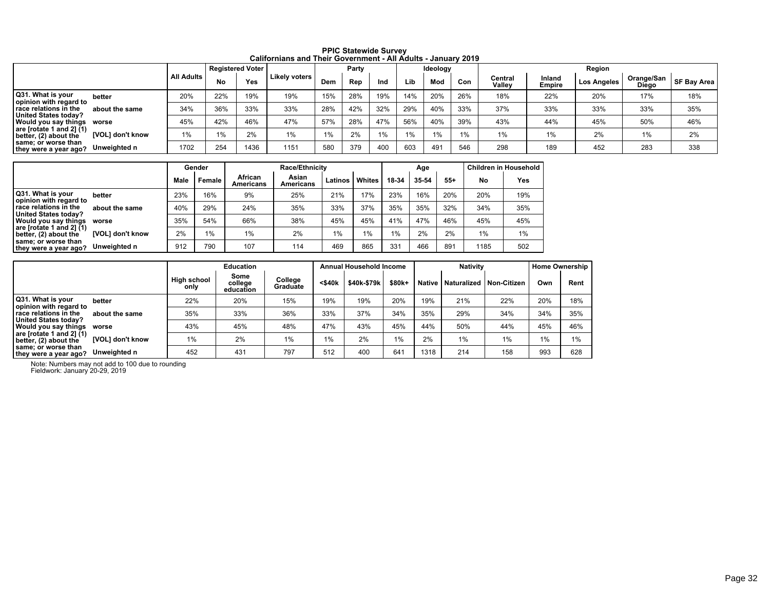**PPIC Statewide Survey**
**Californians and Their Government - All Adults - January 2019**

| | | All Adults | Registered Voter | | Likely voters | Party | | | Ideology | | | Region | | | | |
|---|---|---|---|---|---|---|---|---|---|---|---|---|---|---|---|---|
| | | | No | Yes | | Dem | Rep | Ind | Lib | Mod | Con | Central Valley | Inland Empire | Los Angeles | Orange/San Diego | SF Bay Area |
| Q31. What is your opinion with regard to race relations in the United States today? Would you say things are [rotate 1 and 2] (1) better, (2) about the same; or worse than they were a year ago? | better | 20% | 22% | 19% | 19% | 15% | 28% | 19% | 14% | 20% | 26% | 18% | 22% | 20% | 17% | 18% |
| | about the same | 34% | 36% | 33% | 33% | 28% | 42% | 32% | 29% | 40% | 33% | 37% | 33% | 33% | 33% | 35% |
| | worse | 45% | 42% | 46% | 47% | 57% | 28% | 47% | 56% | 40% | 39% | 43% | 44% | 45% | 50% | 46% |
| | [VOL] don't know | 1% | 1% | 2% | 1% | 1% | 2% | 1% | 1% | 1% | 1% | 1% | 1% | 2% | 1% | 2% |
| | Unweighted n | 1702 | 254 | 1436 | 1151 | 580 | 379 | 400 | 603 | 491 | 546 | 298 | 189 | 452 | 283 | 338 |

| | | Gender | | Race/Ethnicity | | | | Age | | | Children in Household | |
|---|---|---|---|---|---|---|---|---|---|---|---|---|
| | | Male | Female | African Americans | Asian Americans | Latinos | Whites | 18-34 | 35-54 | 55+ | No | Yes |
| Q31. What is your opinion with regard to race relations in the United States today? Would you say things are [rotate 1 and 2] (1) better, (2) about the same; or worse than they were a year ago? | better | 23% | 16% | 9% | 25% | 21% | 17% | 23% | 16% | 20% | 20% | 19% |
| | about the same | 40% | 29% | 24% | 35% | 33% | 37% | 35% | 35% | 32% | 34% | 35% |
| | worse | 35% | 54% | 66% | 38% | 45% | 45% | 41% | 47% | 46% | 45% | 45% |
| | [VOL] don't know | 2% | 1% | 1% | 2% | 1% | 1% | 1% | 2% | 2% | 1% | 1% |
| | Unweighted n | 912 | 790 | 107 | 114 | 469 | 865 | 331 | 466 | 891 | 1185 | 502 |

| | | Education | | | Annual Household Income | | | Nativity | | | Home Ownership | |
|---|---|---|---|---|---|---|---|---|---|---|---|---|
| | | High school only | Some college education | College Graduate | <$40k | $40k-$79k | $80k+ | Native | Naturalized | Non-Citizen | Own | Rent |
| Q31. What is your opinion with regard to race relations in the United States today? Would you say things are [rotate 1 and 2] (1) better, (2) about the same; or worse than they were a year ago? | better | 22% | 20% | 15% | 19% | 19% | 20% | 19% | 21% | 22% | 20% | 18% |
| | about the same | 35% | 33% | 36% | 33% | 37% | 34% | 35% | 29% | 34% | 34% | 35% |
| | worse | 43% | 45% | 48% | 47% | 43% | 45% | 44% | 50% | 44% | 45% | 46% |
| | [VOL] don't know | 1% | 2% | 1% | 1% | 2% | 1% | 2% | 1% | 1% | 1% | 1% |
| | Unweighted n | 452 | 431 | 797 | 512 | 400 | 641 | 1318 | 214 | 158 | 993 | 628 |

Note: Numbers may not add to 100 due to rounding
Fieldwork: January 20-29, 2019